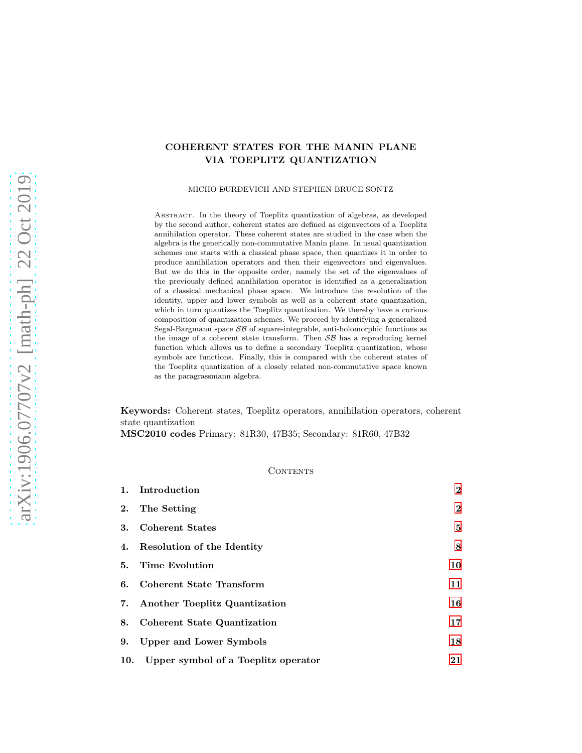# COHERENT STATES FOR THE MANIN PLANE VIA TOEPLITZ QUANTIZATION

MICHO ĐURĐEVICH AND STEPHEN BRUCE SONTZ

Abstract. In the theory of Toeplitz quantization of algebras, as developed by the second author, coherent states are defined as eigenvectors of a Toeplitz annihilation operator. These coherent states are studied in the case when the algebra is the generically non-commutative Manin plane. In usual quantization schemes one starts with a classical phase space, then quantizes it in order to produce annihilation operators and then their eigenvectors and eigenvalues. But we do this in the opposite order, namely the set of the eigenvalues of the previously defined annihilation operator is identified as a generalization of a classical mechanical phase space. We introduce the resolution of the identity, upper and lower symbols as well as a coherent state quantization, which in turn quantizes the Toeplitz quantization. We thereby have a curious composition of quantization schemes. We proceed by identifying a generalized Segal-Bargmann space $\mathcal{SB}$ of square-integrable, anti-holomorphic functions as the image of a coherent state transform. Then $\mathcal{SB}$ has a reproducing kernel function which allows us to define a secondary Toeplitz quantization, whose symbols are functions. Finally, this is compared with the coherent states of the Toeplitz quantization of a closely related non-commutative space known as the paragrassmann algebra.

**Keywords:** Coherent states, Toeplitz operators, annihilation operators, coherent state quantization

**MSC2010 codes** Primary: 81R30, 47B35; Secondary: 81R60, 47B32

Contents

1. **Introduction** 2
2. **The Setting** 2
3. **Coherent States** 5
4. **Resolution of the Identity** 8
5. **Time Evolution** 10
6. **Coherent State Transform** 11
7. **Another Toeplitz Quantization** 16
8. **Coherent State Quantization** 17
9. **Upper and Lower Symbols** 18
10. **Upper symbol of a Toeplitz operator** 21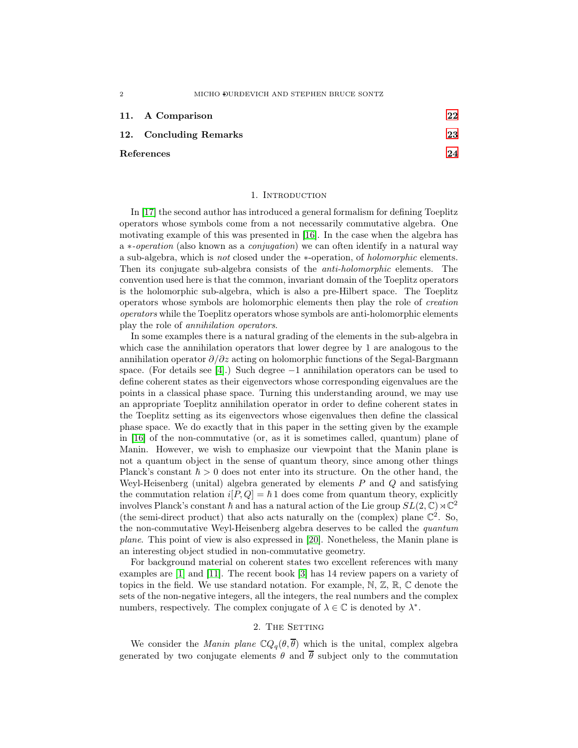**11. A Comparison** 22

**12. Concluding Remarks** 23

**References** 24

## 1. Introduction

In [17] the second author has introduced a general formalism for defining Toeplitz operators whose symbols come from a not necessarily commutative algebra. One motivating example of this was presented in [16]. In the case when the algebra has a $*$*-operation* (also known as a *conjugation*) we can often identify in a natural way a sub-algebra, which is *not* closed under the $*$-operation, of *holomorphic* elements. Then its conjugate sub-algebra consists of the *anti-holomorphic* elements. The convention used here is that the common, invariant domain of the Toeplitz operators is the holomorphic sub-algebra, which is also a pre-Hilbert space. The Toeplitz operators whose symbols are holomorphic elements then play the role of *creation operators* while the Toeplitz operators whose symbols are anti-holomorphic elements play the role of *annihilation operators*.

In some examples there is a natural grading of the elements in the sub-algebra in which case the annihilation operators that lower degree by 1 are analogous to the annihilation operator $\partial/\partial z$ acting on holomorphic functions of the Segal-Bargmann space. (For details see [4].) Such degree $-1$ annihilation operators can be used to define coherent states as their eigenvectors whose corresponding eigenvalues are the points in a classical phase space. Turning this understanding around, we may use an appropriate Toeplitz annihilation operator in order to define coherent states in the Toeplitz setting as its eigenvectors whose eigenvalues then define the classical phase space. We do exactly that in this paper in the setting given by the example in [16] of the non-commutative (or, as it is sometimes called, quantum) plane of Manin. However, we wish to emphasize our viewpoint that the Manin plane is not a quantum object in the sense of quantum theory, since among other things Planck's constant $\hbar > 0$ does not enter into its structure. On the other hand, the Weyl-Heisenberg (unital) algebra generated by elements $P$ and $Q$ and satisfying the commutation relation $i[P,Q] = \hbar 1$ does come from quantum theory, explicitly involves Planck's constant $\hbar$ and has a natural action of the Lie group $SL(2,\mathbb{C}) \rtimes \mathbb{C}^2$ (the semi-direct product) that also acts naturally on the (complex) plane $\mathbb{C}^2$. So, the non-commutative Weyl-Heisenberg algebra deserves to be called the *quantum plane*. This point of view is also expressed in [20]. Nonetheless, the Manin plane is an interesting object studied in non-commutative geometry.

For background material on coherent states two excellent references with many examples are [1] and [11]. The recent book [3] has 14 review papers on a variety of topics in the field. We use standard notation. For example, $\mathbb{N}$, $\mathbb{Z}$, $\mathbb{R}$, $\mathbb{C}$ denote the sets of the non-negative integers, all the integers, the real numbers and the complex numbers, respectively. The complex conjugate of $\lambda \in \mathbb{C}$ is denoted by $\lambda^*$.

## 2. The Setting

We consider the *Manin plane* $\mathbb{C}Q_q(\theta,\overline{\theta})$ which is the unital, complex algebra generated by two conjugate elements $\theta$ and $\overline{\theta}$ subject only to the commutation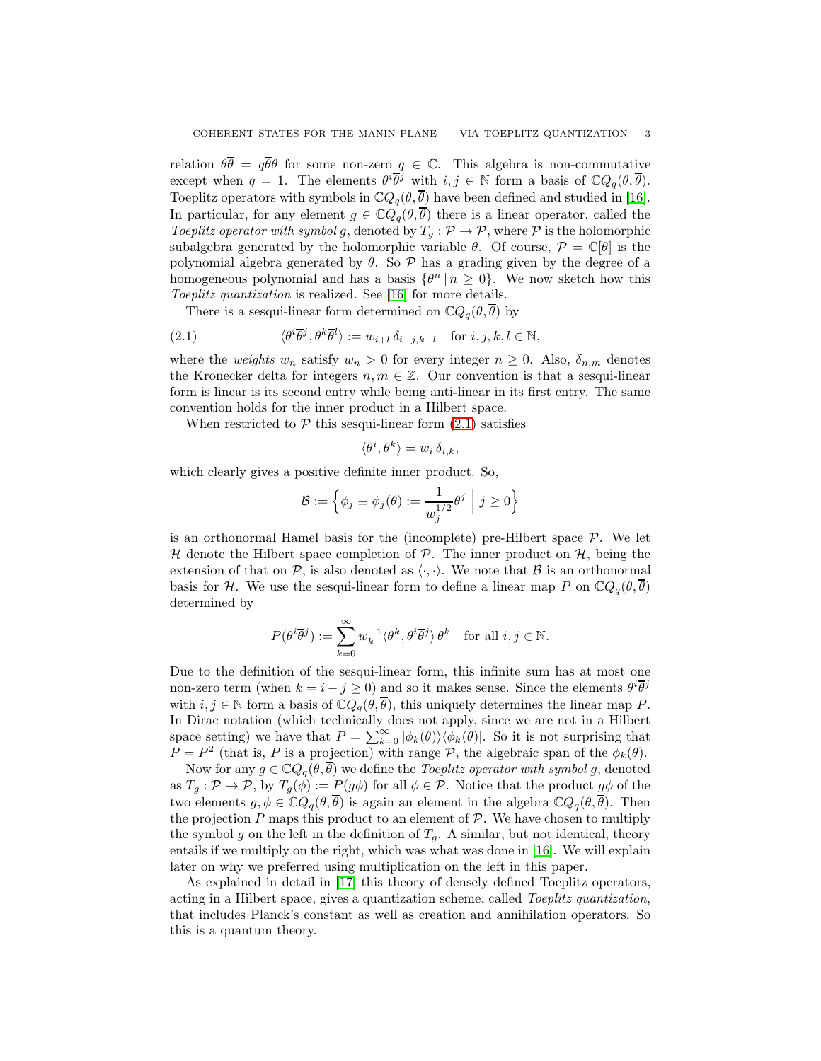relation $\theta\overline{\theta} = q\overline{\theta}\theta$ for some non-zero $q \in \mathbb{C}$. This algebra is non-commutative except when $q = 1$. The elements $\theta^i\overline{\theta}^j$ with $i, j \in \mathbb{N}$ form a basis of $\mathbb{C}Q_q(\theta, \overline{\theta})$. Toeplitz operators with symbols in $\mathbb{C}Q_q(\theta, \overline{\theta})$ have been defined and studied in [16]. In particular, for any element $g \in \mathbb{C}Q_q(\theta, \overline{\theta})$ there is a linear operator, called the *Toeplitz operator with symbol* $g$, denoted by $T_g : \mathcal{P} \to \mathcal{P}$, where $\mathcal{P}$ is the holomorphic subalgebra generated by the holomorphic variable $\theta$. Of course, $\mathcal{P} = \mathbb{C}[\theta]$ is the polynomial algebra generated by $\theta$. So $\mathcal{P}$ has a grading given by the degree of a homogeneous polynomial and has a basis $\{\theta^n \,|\, n \geq 0\}$. We now sketch how this *Toeplitz quantization* is realized. See [16] for more details.

There is a sesqui-linear form determined on $\mathbb{C}Q_q(\theta, \overline{\theta})$ by

$$
\langle \theta^i\overline{\theta}^j, \theta^k\overline{\theta}^l \rangle := w_{i+l}\, \delta_{i-j,k-l} \quad \text{for } i, j, k, l \in \mathbb{N}, \tag{2.1}
$$

where the *weights* $w_n$ satisfy $w_n > 0$ for every integer $n \geq 0$. Also, $\delta_{n,m}$ denotes the Kronecker delta for integers $n, m \in \mathbb{Z}$. Our convention is that a sesqui-linear form is linear is its second entry while being anti-linear in its first entry. The same convention holds for the inner product in a Hilbert space.

When restricted to $\mathcal{P}$ this sesqui-linear form (2.1) satisfies

$$
\langle \theta^i, \theta^k \rangle = w_i\, \delta_{i,k},
$$

which clearly gives a positive definite inner product. So,

$$
\mathcal{B} := \Big\{ \phi_j \equiv \phi_j(\theta) := \frac{1}{w_j^{1/2}} \theta^j \;\Big|\; j \geq 0 \Big\}
$$

is an orthonormal Hamel basis for the (incomplete) pre-Hilbert space $\mathcal{P}$. We let $\mathcal{H}$ denote the Hilbert space completion of $\mathcal{P}$. The inner product on $\mathcal{H}$, being the extension of that on $\mathcal{P}$, is also denoted as $\langle \cdot, \cdot \rangle$. We note that $\mathcal{B}$ is an orthonormal basis for $\mathcal{H}$. We use the sesqui-linear form to define a linear map $P$ on $\mathbb{C}Q_q(\theta, \overline{\theta})$ determined by

$$
P(\theta^i\overline{\theta}^j) := \sum_{k=0}^{\infty} w_k^{-1} \langle \theta^k, \theta^i\overline{\theta}^j \rangle\, \theta^k \quad \text{for all } i, j \in \mathbb{N}.
$$

Due to the definition of the sesqui-linear form, this infinite sum has at most one non-zero term (when $k = i - j \geq 0$) and so it makes sense. Since the elements $\theta^i\overline{\theta}^j$ with $i, j \in \mathbb{N}$ form a basis of $\mathbb{C}Q_q(\theta, \overline{\theta})$, this uniquely determines the linear map $P$. In Dirac notation (which technically does not apply, since we are not in a Hilbert space setting) we have that $P = \sum_{k=0}^{\infty} |\phi_k(\theta)\rangle\langle\phi_k(\theta)|$. So it is not surprising that $P = P^2$ (that is, $P$ is a projection) with range $\mathcal{P}$, the algebraic span of the $\phi_k(\theta)$.

Now for any $g \in \mathbb{C}Q_q(\theta, \overline{\theta})$ we define the *Toeplitz operator with symbol* $g$, denoted as $T_g : \mathcal{P} \to \mathcal{P}$, by $T_g(\phi) := P(g\phi)$ for all $\phi \in \mathcal{P}$. Notice that the product $g\phi$ of the two elements $g, \phi \in \mathbb{C}Q_q(\theta, \overline{\theta})$ is again an element in the algebra $\mathbb{C}Q_q(\theta, \overline{\theta})$. Then the projection $P$ maps this product to an element of $\mathcal{P}$. We have chosen to multiply the symbol $g$ on the left in the definition of $T_g$. A similar, but not identical, theory entails if we multiply on the right, which was what was done in [16]. We will explain later on why we preferred using multiplication on the left in this paper.

As explained in detail in [17] this theory of densely defined Toeplitz operators, acting in a Hilbert space, gives a quantization scheme, called *Toeplitz quantization*, that includes Planck's constant as well as creation and annihilation operators. So this is a quantum theory.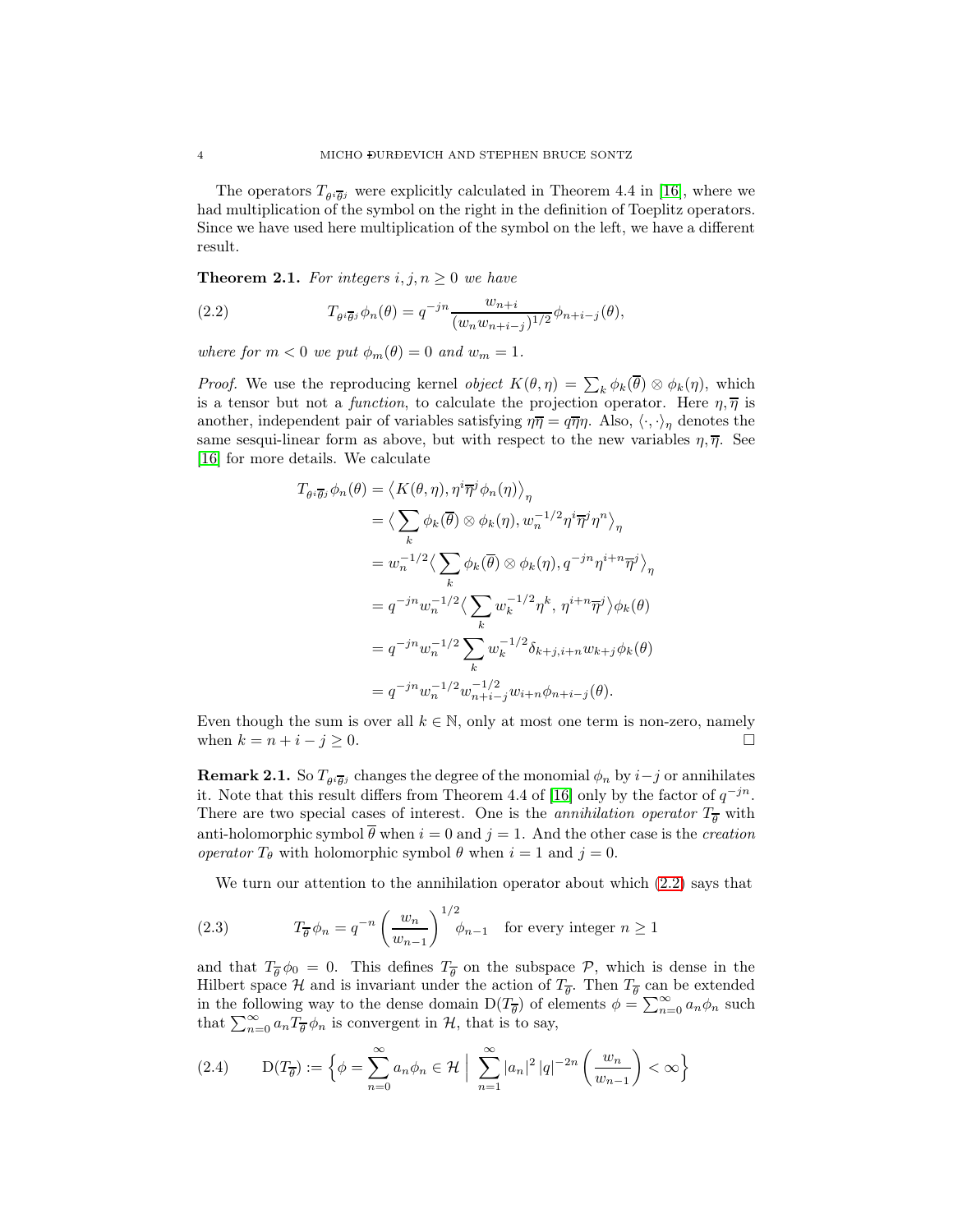The operators $T_{\theta^i\overline{\theta}^j}$ were explicitly calculated in Theorem 4.4 in [16], where we had multiplication of the symbol on the right in the definition of Toeplitz operators. Since we have used here multiplication of the symbol on the left, we have a different result.

**Theorem 2.1.** *For integers $i, j, n \geq 0$ we have*

$$T_{\theta^i\overline{\theta}^j}\phi_n(\theta) = q^{-jn}\frac{w_{n+i}}{(w_n w_{n+i-j})^{1/2}}\phi_{n+i-j}(\theta), \tag{2.2}$$

*where for $m < 0$ we put $\phi_m(\theta) = 0$ and $w_m = 1$.*

*Proof.* We use the reproducing kernel *object* $K(\theta, \eta) = \sum_k \phi_k(\overline{\theta}) \otimes \phi_k(\eta)$, which is a tensor but not a *function*, to calculate the projection operator. Here $\eta, \overline{\eta}$ is another, independent pair of variables satisfying $\eta\overline{\eta} = q\overline{\eta}\eta$. Also, $\langle \cdot, \cdot \rangle_\eta$ denotes the same sesqui-linear form as above, but with respect to the new variables $\eta, \overline{\eta}$. See [16] for more details. We calculate

$$\begin{aligned}
T_{\theta^i\overline{\theta}^j}\phi_n(\theta) &= \big\langle K(\theta, \eta), \eta^i\overline{\eta}^j\phi_n(\eta)\big\rangle_\eta \\
&= \big\langle \sum_k \phi_k(\overline{\theta}) \otimes \phi_k(\eta), w_n^{-1/2}\eta^i\overline{\eta}^j\eta^n\big\rangle_\eta \\
&= w_n^{-1/2}\big\langle \sum_k \phi_k(\overline{\theta}) \otimes \phi_k(\eta), q^{-jn}\eta^{i+n}\overline{\eta}^j\big\rangle_\eta \\
&= q^{-jn}w_n^{-1/2}\big\langle \sum_k w_k^{-1/2}\eta^k,\, \eta^{i+n}\overline{\eta}^j\big\rangle\phi_k(\theta) \\
&= q^{-jn}w_n^{-1/2}\sum_k w_k^{-1/2}\delta_{k+j,i+n}w_{k+j}\phi_k(\theta) \\
&= q^{-jn}w_n^{-1/2}w_{n+i-j}^{-1/2}w_{i+n}\phi_{n+i-j}(\theta).
\end{aligned}$$

Even though the sum is over all $k \in \mathbb{N}$, only at most one term is non-zero, namely when $k = n + i - j \geq 0$. □

**Remark 2.1.** So $T_{\theta^i\overline{\theta}^j}$ changes the degree of the monomial $\phi_n$ by $i - j$ or annihilates it. Note that this result differs from Theorem 4.4 of [16] only by the factor of $q^{-jn}$. There are two special cases of interest. One is the *annihilation operator* $T_{\overline{\theta}}$ with anti-holomorphic symbol $\overline{\theta}$ when $i = 0$ and $j = 1$. And the other case is the *creation operator* $T_\theta$ with holomorphic symbol $\theta$ when $i = 1$ and $j = 0$.

We turn our attention to the annihilation operator about which (2.2) says that

$$T_{\overline{\theta}}\phi_n = q^{-n}\left(\frac{w_n}{w_{n-1}}\right)^{1/2}\phi_{n-1} \quad \text{for every integer } n \geq 1 \tag{2.3}$$

and that $T_{\overline{\theta}}\phi_0 = 0$. This defines $T_{\overline{\theta}}$ on the subspace $\mathcal{P}$, which is dense in the Hilbert space $\mathcal{H}$ and is invariant under the action of $T_{\overline{\theta}}$. Then $T_{\overline{\theta}}$ can be extended in the following way to the dense domain $\mathrm{D}(T_{\overline{\theta}})$ of elements $\phi = \sum_{n=0}^\infty a_n\phi_n$ such that $\sum_{n=0}^\infty a_n T_{\overline{\theta}}\phi_n$ is convergent in $\mathcal{H}$, that is to say,

$$\mathrm{D}(T_{\overline{\theta}}) := \Big\{\phi = \sum_{n=0}^\infty a_n\phi_n \in \mathcal{H} \;\Big|\; \sum_{n=1}^\infty |a_n|^2\,|q|^{-2n}\left(\frac{w_n}{w_{n-1}}\right) < \infty\Big\} \tag{2.4}$$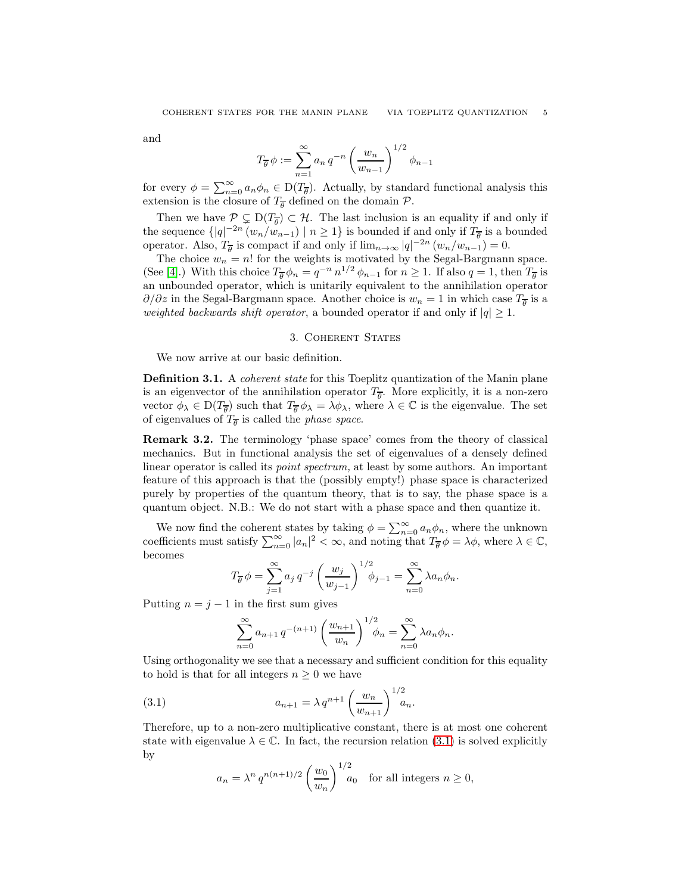and

$$T_{\overline{\theta}}\,\phi := \sum_{n=1}^{\infty} a_n \, q^{-n} \left( \frac{w_n}{w_{n-1}} \right)^{1/2} \phi_{n-1}$$

for every $\phi = \sum_{n=0}^{\infty} a_n \phi_n \in \mathrm{D}(T_{\overline{\theta}})$. Actually, by standard functional analysis this extension is the closure of $T_{\overline{\theta}}$ defined on the domain $\mathcal{P}$.

Then we have $\mathcal{P} \subsetneq \mathrm{D}(T_{\overline{\theta}}) \subset \mathcal{H}$. The last inclusion is an equality if and only if the sequence $\{|q|^{-2n} \, (w_n/w_{n-1}) \mid n \geq 1\}$ is bounded if and only if $T_{\overline{\theta}}$ is a bounded operator. Also, $T_{\overline{\theta}}$ is compact if and only if $\lim_{n\to\infty} |q|^{-2n} \, (w_n/w_{n-1}) = 0$.

The choice $w_n = n!$ for the weights is motivated by the Segal-Bargmann space. (See [4].) With this choice $T_{\overline{\theta}}\phi_n = q^{-n} \, n^{1/2} \, \phi_{n-1}$ for $n \geq 1$. If also $q = 1$, then $T_{\overline{\theta}}$ is an unbounded operator, which is unitarily equivalent to the annihilation operator $\partial/\partial z$ in the Segal-Bargmann space. Another choice is $w_n = 1$ in which case $T_{\overline{\theta}}$ is a *weighted backwards shift operator*, a bounded operator if and only if $|q| \geq 1$.

## 3. Coherent States

We now arrive at our basic definition.

**Definition 3.1.** A *coherent state* for this Toeplitz quantization of the Manin plane is an eigenvector of the annihilation operator $T_{\overline{\theta}}$. More explicitly, it is a non-zero vector $\phi_\lambda \in \mathrm{D}(T_{\overline{\theta}})$ such that $T_{\overline{\theta}}\phi_\lambda = \lambda\phi_\lambda$, where $\lambda \in \mathbb{C}$ is the eigenvalue. The set of eigenvalues of $T_{\overline{\theta}}$ is called the *phase space*.

**Remark 3.2.** The terminology 'phase space' comes from the theory of classical mechanics. But in functional analysis the set of eigenvalues of a densely defined linear operator is called its *point spectrum,* at least by some authors. An important feature of this approach is that the (possibly empty!) phase space is characterized purely by properties of the quantum theory, that is to say, the phase space is a quantum object. N.B.: We do not start with a phase space and then quantize it.

We now find the coherent states by taking $\phi = \sum_{n=0}^{\infty} a_n \phi_n$, where the unknown coefficients must satisfy $\sum_{n=0}^{\infty} |a_n|^2 < \infty$, and noting that $T_{\overline{\theta}}\,\phi = \lambda\phi$, where $\lambda \in \mathbb{C}$, becomes

$$T_{\overline{\theta}}\,\phi = \sum_{j=1}^{\infty} a_j \, q^{-j} \left( \frac{w_j}{w_{j-1}} \right)^{1/2} \phi_{j-1} = \sum_{n=0}^{\infty} \lambda a_n \phi_n.$$

Putting $n = j - 1$ in the first sum gives

$$\sum_{n=0}^{\infty} a_{n+1} \, q^{-(n+1)} \left( \frac{w_{n+1}}{w_n} \right)^{1/2} \phi_n = \sum_{n=0}^{\infty} \lambda a_n \phi_n.$$

Using orthogonality we see that a necessary and sufficient condition for this equality to hold is that for all integers $n \geq 0$ we have

$$a_{n+1} = \lambda \, q^{n+1} \left( \frac{w_n}{w_{n+1}} \right)^{1/2} a_n. \tag{3.1}$$

Therefore, up to a non-zero multiplicative constant, there is at most one coherent state with eigenvalue $\lambda \in \mathbb{C}$. In fact, the recursion relation (3.1) is solved explicitly by

$$a_n = \lambda^n \, q^{n(n+1)/2} \left( \frac{w_0}{w_n} \right)^{1/2} a_0 \quad \text{for all integers } n \geq 0,$$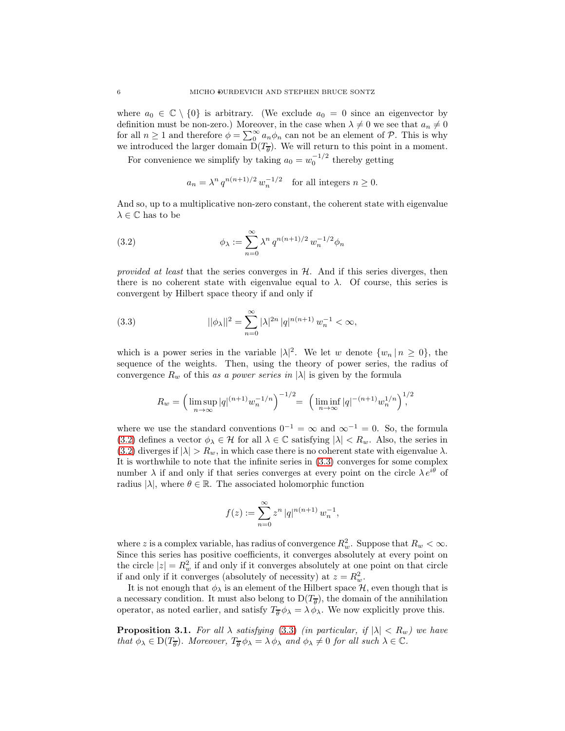where $a_0 \in \mathbb{C} \setminus \{0\}$ is arbitrary. (We exclude $a_0 = 0$ since an eigenvector by definition must be non-zero.) Moreover, in the case when $\lambda \neq 0$ we see that $a_n \neq 0$ for all $n \geq 1$ and therefore $\phi = \sum_0^\infty a_n \phi_n$ can not be an element of $\mathcal{P}$. This is why we introduced the larger domain $\mathrm{D}(T_{\overline{\theta}})$. We will return to this point in a moment.

For convenience we simplify by taking $a_0 = w_0^{-1/2}$ thereby getting

$$a_n = \lambda^n \, q^{n(n+1)/2} \, w_n^{-1/2} \quad \text{for all integers } n \geq 0.$$

And so, up to a multiplicative non-zero constant, the coherent state with eigenvalue $\lambda \in \mathbb{C}$ has to be

$$\phi_\lambda := \sum_{n=0}^{\infty} \lambda^n \, q^{n(n+1)/2} \, w_n^{-1/2} \phi_n \tag{3.2}$$

*provided at least* that the series converges in $\mathcal{H}$. And if this series diverges, then there is no coherent state with eigenvalue equal to $\lambda$. Of course, this series is convergent by Hilbert space theory if and only if

$$||\phi_\lambda||^2 = \sum_{n=0}^{\infty} |\lambda|^{2n} \, |q|^{n(n+1)} \, w_n^{-1} < \infty, \tag{3.3}$$

which is a power series in the variable $|\lambda|^2$. We let $w$ denote $\{w_n \,|\, n \geq 0\}$, the sequence of the weights. Then, using the theory of power series, the radius of convergence $R_w$ of this *as a power series in* $|\lambda|$ is given by the formula

$$R_w = \Big( \limsup_{n \to \infty} |q|^{(n+1)} w_n^{-1/n} \Big)^{-1/2} = \Big( \liminf_{n \to \infty} |q|^{-(n+1)} w_n^{1/n} \Big)^{1/2},$$

where we use the standard conventions $0^{-1} = \infty$ and $\infty^{-1} = 0$. So, the formula (3.2) defines a vector $\phi_\lambda \in \mathcal{H}$ for all $\lambda \in \mathbb{C}$ satisfying $|\lambda| < R_w$. Also, the series in (3.2) diverges if $|\lambda| > R_w$, in which case there is no coherent state with eigenvalue $\lambda$. It is worthwhile to note that the infinite series in (3.3) converges for some complex number $\lambda$ if and only if that series converges at every point on the circle $\lambda \, e^{i\theta}$ of radius $|\lambda|$, where $\theta \in \mathbb{R}$. The associated holomorphic function

$$f(z) := \sum_{n=0}^{\infty} z^n \, |q|^{n(n+1)} \, w_n^{-1},$$

where $z$ is a complex variable, has radius of convergence $R_w^2$. Suppose that $R_w < \infty$. Since this series has positive coefficients, it converges absolutely at every point on the circle $|z| = R_w^2$ if and only if it converges absolutely at one point on that circle if and only if it converges (absolutely of necessity) at $z = R_w^2$.

It is not enough that $\phi_\lambda$ is an element of the Hilbert space $\mathcal{H}$, even though that is a necessary condition. It must also belong to $\mathrm{D}(T_{\overline{\theta}})$, the domain of the annihilation operator, as noted earlier, and satisfy $T_{\overline{\theta}} \phi_\lambda = \lambda \, \phi_\lambda$. We now explicitly prove this.

**Proposition 3.1.** *For all $\lambda$ satisfying (3.3) (in particular, if $|\lambda| < R_w$) we have that $\phi_\lambda \in \mathrm{D}(T_{\overline{\theta}})$. Moreover, $T_{\overline{\theta}} \phi_\lambda = \lambda \, \phi_\lambda$ and $\phi_\lambda \neq 0$ for all such $\lambda \in \mathbb{C}$.*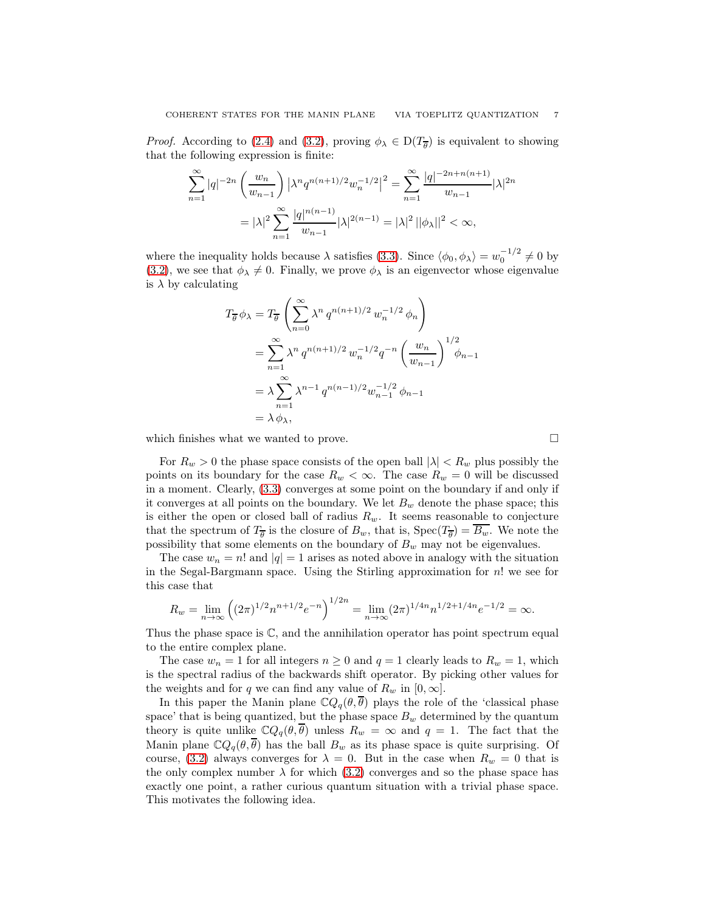*Proof.* According to (2.4) and (3.2), proving $\phi_\lambda \in \mathrm{D}(T_{\overline{\theta}})$ is equivalent to showing that the following expression is finite:

$$
\begin{aligned}
\sum_{n=1}^{\infty} |q|^{-2n} \left( \frac{w_n}{w_{n-1}} \right) \left| \lambda^n q^{n(n+1)/2} w_n^{-1/2} \right|^2 &= \sum_{n=1}^{\infty} \frac{|q|^{-2n+n(n+1)}}{w_{n-1}} |\lambda|^{2n} \\
&= |\lambda|^2 \sum_{n=1}^{\infty} \frac{|q|^{n(n-1)}}{w_{n-1}} |\lambda|^{2(n-1)} = |\lambda|^2 \, ||\phi_\lambda||^2 < \infty,
\end{aligned}
$$

where the inequality holds because $\lambda$ satisfies (3.3). Since $\langle \phi_0, \phi_\lambda \rangle = w_0^{-1/2} \neq 0$ by (3.2), we see that $\phi_\lambda \neq 0$. Finally, we prove $\phi_\lambda$ is an eigenvector whose eigenvalue is $\lambda$ by calculating

$$
\begin{aligned}
T_{\overline{\theta}} \phi_\lambda &= T_{\overline{\theta}} \left( \sum_{n=0}^{\infty} \lambda^n \, q^{n(n+1)/2} \, w_n^{-1/2} \, \phi_n \right) \\
&= \sum_{n=1}^{\infty} \lambda^n \, q^{n(n+1)/2} \, w_n^{-1/2} q^{-n} \left( \frac{w_n}{w_{n-1}} \right)^{1/2} \phi_{n-1} \\
&= \lambda \sum_{n=1}^{\infty} \lambda^{n-1} \, q^{n(n-1)/2} w_{n-1}^{-1/2} \, \phi_{n-1} \\
&= \lambda \, \phi_\lambda,
\end{aligned}
$$

which finishes what we wanted to prove. $\square$

For $R_w > 0$ the phase space consists of the open ball $|\lambda| < R_w$ plus possibly the points on its boundary for the case $R_w < \infty$. The case $R_w = 0$ will be discussed in a moment. Clearly, (3.3) converges at some point on the boundary if and only if it converges at all points on the boundary. We let $B_w$ denote the phase space; this is either the open or closed ball of radius $R_w$. It seems reasonable to conjecture that the spectrum of $T_{\overline{\theta}}$ is the closure of $B_w$, that is, $\mathrm{Spec}(T_{\overline{\theta}}) = \overline{B_w}$. We note the possibility that some elements on the boundary of $B_w$ may not be eigenvalues.

The case $w_n = n!$ and $|q| = 1$ arises as noted above in analogy with the situation in the Segal-Bargmann space. Using the Stirling approximation for $n!$ we see for this case that

$$
R_w = \lim_{n \to \infty} \left( (2\pi)^{1/2} n^{n+1/2} e^{-n} \right)^{1/2n} = \lim_{n \to \infty} (2\pi)^{1/4n} n^{1/2+1/4n} e^{-1/2} = \infty.
$$

Thus the phase space is $\mathbb{C}$, and the annihilation operator has point spectrum equal to the entire complex plane.

The case $w_n = 1$ for all integers $n \geq 0$ and $q = 1$ clearly leads to $R_w = 1$, which is the spectral radius of the backwards shift operator. By picking other values for the weights and for $q$ we can find any value of $R_w$ in $[0, \infty]$.

In this paper the Manin plane $\mathbb{C}Q_q(\theta, \overline{\theta})$ plays the role of the 'classical phase space' that is being quantized, but the phase space $B_w$ determined by the quantum theory is quite unlike $\mathbb{C}Q_q(\theta, \overline{\theta})$ unless $R_w = \infty$ and $q = 1$. The fact that the Manin plane $\mathbb{C}Q_q(\theta, \overline{\theta})$ has the ball $B_w$ as its phase space is quite surprising. Of course, (3.2) always converges for $\lambda = 0$. But in the case when $R_w = 0$ that is the only complex number $\lambda$ for which (3.2) converges and so the phase space has exactly one point, a rather curious quantum situation with a trivial phase space. This motivates the following idea.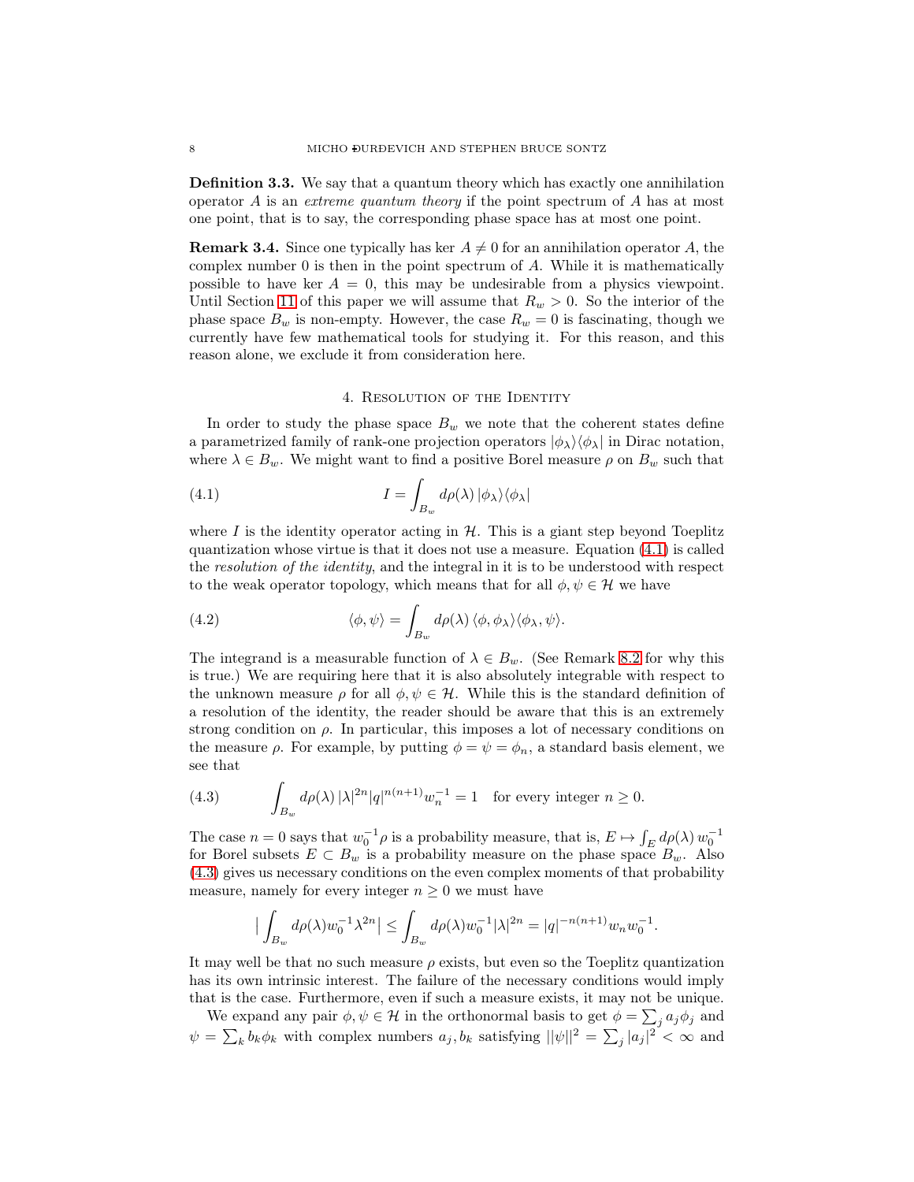**Definition 3.3.** We say that a quantum theory which has exactly one annihilation operator $A$ is an *extreme quantum theory* if the point spectrum of $A$ has at most one point, that is to say, the corresponding phase space has at most one point.

**Remark 3.4.** Since one typically has $\ker A \neq 0$ for an annihilation operator $A$, the complex number 0 is then in the point spectrum of $A$. While it is mathematically possible to have $\ker A = 0$, this may be undesirable from a physics viewpoint. Until Section 11 of this paper we will assume that $R_w > 0$. So the interior of the phase space $B_w$ is non-empty. However, the case $R_w = 0$ is fascinating, though we currently have few mathematical tools for studying it. For this reason, and this reason alone, we exclude it from consideration here.

## 4. Resolution of the Identity

In order to study the phase space $B_w$ we note that the coherent states define a parametrized family of rank-one projection operators $|\phi_\lambda\rangle\langle\phi_\lambda|$ in Dirac notation, where $\lambda \in B_w$. We might want to find a positive Borel measure $\rho$ on $B_w$ such that

$$I = \int_{B_w} d\rho(\lambda)\, |\phi_\lambda\rangle\langle\phi_\lambda| \tag{4.1}$$

where $I$ is the identity operator acting in $\mathcal{H}$. This is a giant step beyond Toeplitz quantization whose virtue is that it does not use a measure. Equation (4.1) is called the *resolution of the identity*, and the integral in it is to be understood with respect to the weak operator topology, which means that for all $\phi, \psi \in \mathcal{H}$ we have

$$\langle \phi, \psi \rangle = \int_{B_w} d\rho(\lambda)\, \langle \phi, \phi_\lambda \rangle \langle \phi_\lambda, \psi \rangle. \tag{4.2}$$

The integrand is a measurable function of $\lambda \in B_w$. (See Remark 8.2 for why this is true.) We are requiring here that it is also absolutely integrable with respect to the unknown measure $\rho$ for all $\phi, \psi \in \mathcal{H}$. While this is the standard definition of a resolution of the identity, the reader should be aware that this is an extremely strong condition on $\rho$. In particular, this imposes a lot of necessary conditions on the measure $\rho$. For example, by putting $\phi = \psi = \phi_n$, a standard basis element, we see that

$$\int_{B_w} d\rho(\lambda)\, |\lambda|^{2n} |q|^{n(n+1)} w_n^{-1} = 1 \quad \text{for every integer } n \geq 0. \tag{4.3}$$

The case $n = 0$ says that $w_0^{-1}\rho$ is a probability measure, that is, $E \mapsto \int_E d\rho(\lambda)\, w_0^{-1}$ for Borel subsets $E \subset B_w$ is a probability measure on the phase space $B_w$. Also (4.3) gives us necessary conditions on the even complex moments of that probability measure, namely for every integer $n \geq 0$ we must have

$$\Big| \int_{B_w} d\rho(\lambda) w_0^{-1} \lambda^{2n} \Big| \leq \int_{B_w} d\rho(\lambda) w_0^{-1} |\lambda|^{2n} = |q|^{-n(n+1)} w_n w_0^{-1}.$$

It may well be that no such measure $\rho$ exists, but even so the Toeplitz quantization has its own intrinsic interest. The failure of the necessary conditions would imply that is the case. Furthermore, even if such a measure exists, it may not be unique.

We expand any pair $\phi, \psi \in \mathcal{H}$ in the orthonormal basis to get $\phi = \sum_j a_j \phi_j$ and $\psi = \sum_k b_k \phi_k$ with complex numbers $a_j, b_k$ satisfying $||\psi||^2 = \sum_j |a_j|^2 < \infty$ and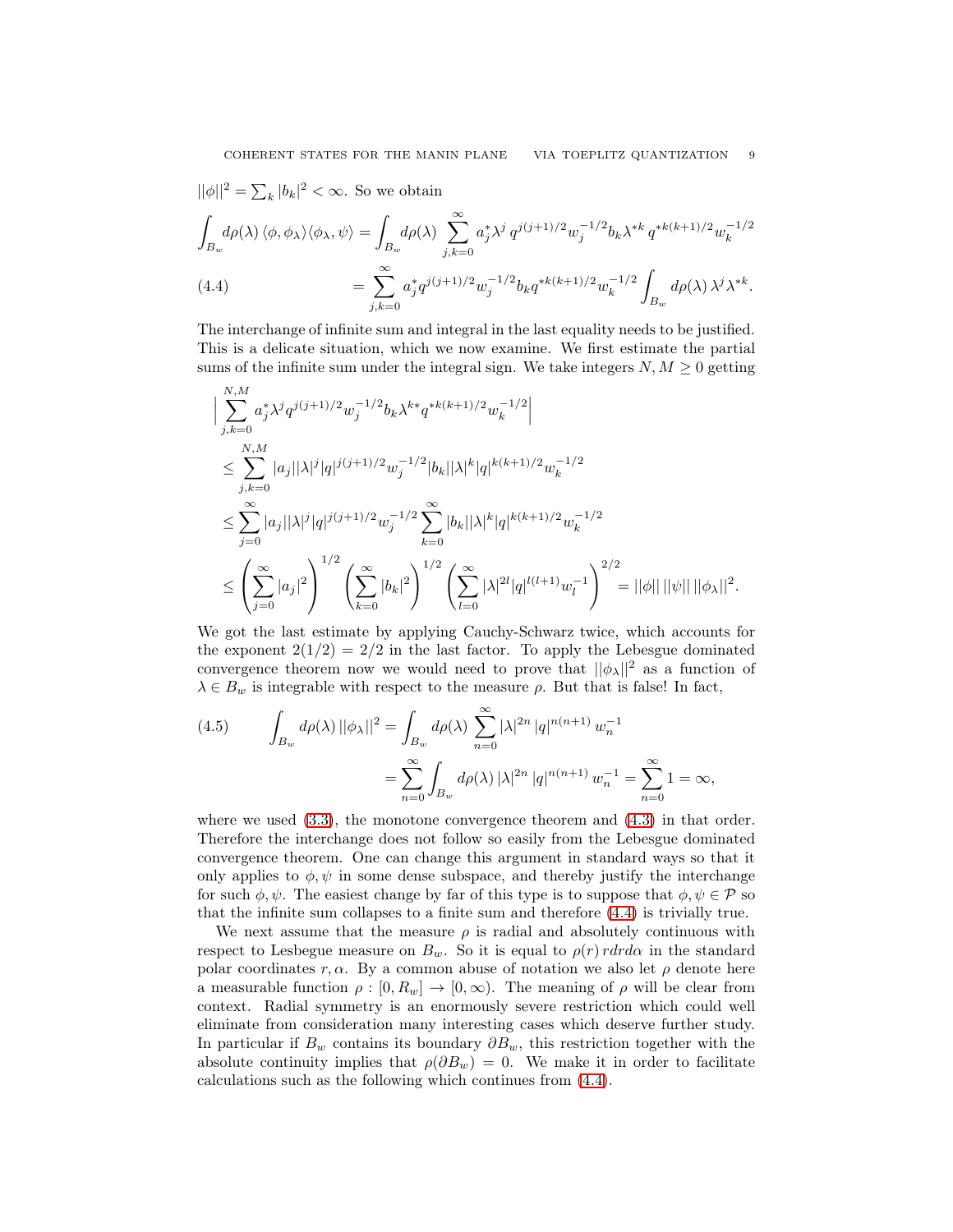$||\phi||^2 = \sum_k |b_k|^2 < \infty$. So we obtain

$$
\begin{aligned}
\int_{B_w} d\rho(\lambda)\, \langle \phi, \phi_\lambda \rangle \langle \phi_\lambda, \psi \rangle &= \int_{B_w} d\rho(\lambda) \sum_{j,k=0}^{\infty} a_j^* \lambda^j \, q^{j(j+1)/2} w_j^{-1/2} b_k \lambda^{*k} \, q^{*k(k+1)/2} w_k^{-1/2} \\
&= \sum_{j,k=0}^{\infty} a_j^* q^{j(j+1)/2} w_j^{-1/2} b_k q^{*k(k+1)/2} w_k^{-1/2} \int_{B_w} d\rho(\lambda)\, \lambda^j \lambda^{*k}. \qquad (4.4)
\end{aligned}
$$

The interchange of infinite sum and integral in the last equality needs to be justified. This is a delicate situation, which we now examine. We first estimate the partial sums of the infinite sum under the integral sign. We take integers $N, M \geq 0$ getting

$$
\begin{aligned}
&\Big| \sum_{j,k=0}^{N,M} a_j^* \lambda^j q^{j(j+1)/2} w_j^{-1/2} b_k \lambda^{k*} q^{*k(k+1)/2} w_k^{-1/2} \Big| \\
&\leq \sum_{j,k=0}^{N,M} |a_j| |\lambda|^j |q|^{j(j+1)/2} w_j^{-1/2} |b_k| |\lambda|^k |q|^{k(k+1)/2} w_k^{-1/2} \\
&\leq \sum_{j=0}^{\infty} |a_j| |\lambda|^j |q|^{j(j+1)/2} w_j^{-1/2} \sum_{k=0}^{\infty} |b_k| |\lambda|^k |q|^{k(k+1)/2} w_k^{-1/2} \\
&\leq \left( \sum_{j=0}^{\infty} |a_j|^2 \right)^{1/2} \left( \sum_{k=0}^{\infty} |b_k|^2 \right)^{1/2} \left( \sum_{l=0}^{\infty} |\lambda|^{2l} |q|^{l(l+1)} w_l^{-1} \right)^{2/2} = ||\phi|| \, ||\psi|| \, ||\phi_\lambda||^2.
\end{aligned}
$$

We got the last estimate by applying Cauchy-Schwarz twice, which accounts for the exponent $2(1/2) = 2/2$ in the last factor. To apply the Lebesgue dominated convergence theorem now we would need to prove that $||\phi_\lambda||^2$ as a function of $\lambda \in B_w$ is integrable with respect to the measure $\rho$. But that is false! In fact,

$$
\begin{aligned}
\int_{B_w} d\rho(\lambda)\, ||\phi_\lambda||^2 &= \int_{B_w} d\rho(\lambda) \sum_{n=0}^{\infty} |\lambda|^{2n} \, |q|^{n(n+1)} \, w_n^{-1} \qquad (4.5) \\
&= \sum_{n=0}^{\infty} \int_{B_w} d\rho(\lambda)\, |\lambda|^{2n} \, |q|^{n(n+1)} \, w_n^{-1} = \sum_{n=0}^{\infty} 1 = \infty,
\end{aligned}
$$

where we used (3.3), the monotone convergence theorem and (4.3) in that order. Therefore the interchange does not follow so easily from the Lebesgue dominated convergence theorem. One can change this argument in standard ways so that it only applies to $\phi, \psi$ in some dense subspace, and thereby justify the interchange for such $\phi, \psi$. The easiest change by far of this type is to suppose that $\phi, \psi \in \mathcal{P}$ so that the infinite sum collapses to a finite sum and therefore (4.4) is trivially true.

We next assume that the measure $\rho$ is radial and absolutely continuous with respect to Lesbegue measure on $B_w$. So it is equal to $\rho(r)\, r dr d\alpha$ in the standard polar coordinates $r, \alpha$. By a common abuse of notation we also let $\rho$ denote here a measurable function $\rho : [0, R_w] \to [0, \infty)$. The meaning of $\rho$ will be clear from context. Radial symmetry is an enormously severe restriction which could well eliminate from consideration many interesting cases which deserve further study. In particular if $B_w$ contains its boundary $\partial B_w$, this restriction together with the absolute continuity implies that $\rho(\partial B_w) = 0$. We make it in order to facilitate calculations such as the following which continues from (4.4).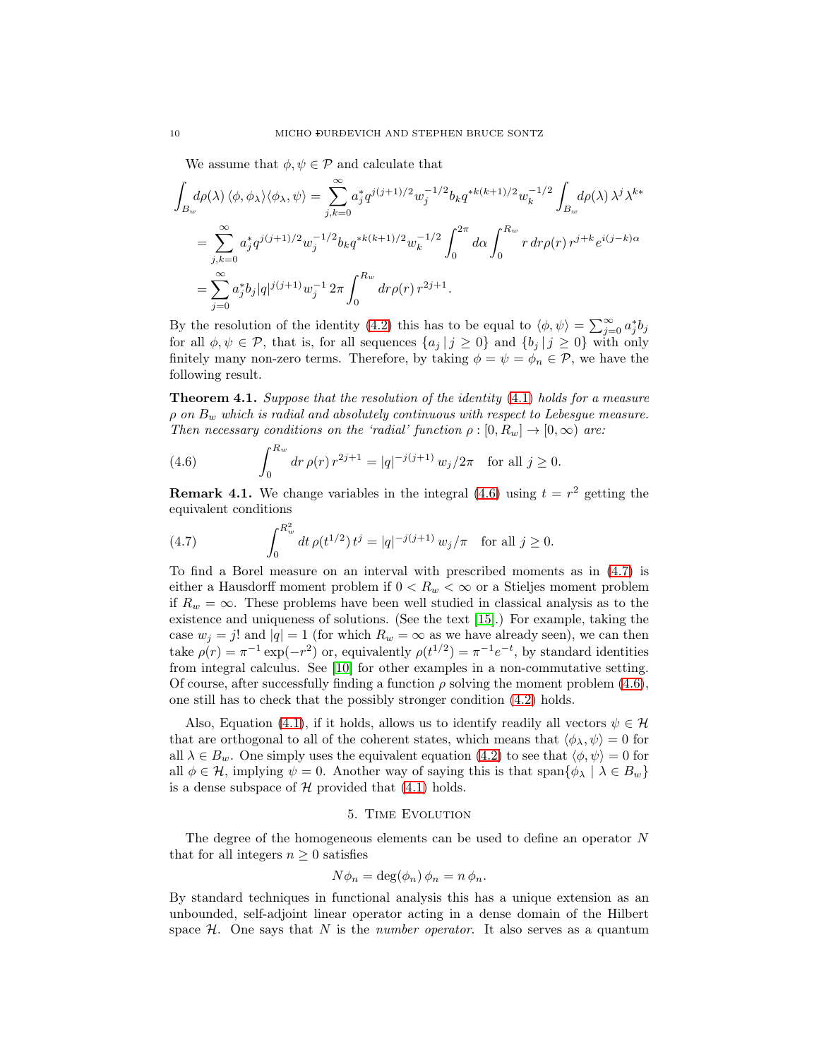We assume that $\phi, \psi \in \mathcal{P}$ and calculate that

$$\int_{B_w} d\rho(\lambda)\, \langle \phi, \phi_\lambda \rangle \langle \phi_\lambda, \psi \rangle = \sum_{j,k=0}^{\infty} a_j^* q^{j(j+1)/2} w_j^{-1/2} b_k q^{*k(k+1)/2} w_k^{-1/2} \int_{B_w} d\rho(\lambda)\, \lambda^j \lambda^{k*}$$

$$= \sum_{j,k=0}^{\infty} a_j^* q^{j(j+1)/2} w_j^{-1/2} b_k q^{*k(k+1)/2} w_k^{-1/2} \int_0^{2\pi} d\alpha \int_0^{R_w} r\, dr \rho(r)\, r^{j+k} e^{i(j-k)\alpha}$$

$$= \sum_{j=0}^{\infty} a_j^* b_j |q|^{j(j+1)} w_j^{-1}\, 2\pi \int_0^{R_w} dr \rho(r)\, r^{2j+1}.$$

By the resolution of the identity (4.2) this has to be equal to $\langle \phi, \psi \rangle = \sum_{j=0}^{\infty} a_j^* b_j$ for all $\phi, \psi \in \mathcal{P}$, that is, for all sequences $\{a_j \,|\, j \geq 0\}$ and $\{b_j \,|\, j \geq 0\}$ with only finitely many non-zero terms. Therefore, by taking $\phi = \psi = \phi_n \in \mathcal{P}$, we have the following result.

**Theorem 4.1.** *Suppose that the resolution of the identity (4.1) holds for a measure $\rho$ on $B_w$ which is radial and absolutely continuous with respect to Lebesgue measure. Then necessary conditions on the 'radial' function $\rho : [0, R_w] \to [0, \infty)$ are:*

$$\int_0^{R_w} dr\, \rho(r)\, r^{2j+1} = |q|^{-j(j+1)}\, w_j / 2\pi \quad \text{for all } j \geq 0. \tag{4.6}$$

**Remark 4.1.** We change variables in the integral (4.6) using $t = r^2$ getting the equivalent conditions

$$\int_0^{R_w^2} dt\, \rho(t^{1/2})\, t^j = |q|^{-j(j+1)}\, w_j / \pi \quad \text{for all } j \geq 0. \tag{4.7}$$

To find a Borel measure on an interval with prescribed moments as in (4.7) is either a Hausdorff moment problem if $0 < R_w < \infty$ or a Stieljes moment problem if $R_w = \infty$. These problems have been well studied in classical analysis as to the existence and uniqueness of solutions. (See the text [15].) For example, taking the case $w_j = j!$ and $|q| = 1$ (for which $R_w = \infty$ as we have already seen), we can then take $\rho(r) = \pi^{-1} \exp(-r^2)$ or, equivalently $\rho(t^{1/2}) = \pi^{-1} e^{-t}$, by standard identities from integral calculus. See [10] for other examples in a non-commutative setting. Of course, after successfully finding a function $\rho$ solving the moment problem (4.6), one still has to check that the possibly stronger condition (4.2) holds.

Also, Equation (4.1), if it holds, allows us to identify readily all vectors $\psi \in \mathcal{H}$ that are orthogonal to all of the coherent states, which means that $\langle \phi_\lambda, \psi \rangle = 0$ for all $\lambda \in B_w$. One simply uses the equivalent equation (4.2) to see that $\langle \phi, \psi \rangle = 0$ for all $\phi \in \mathcal{H}$, implying $\psi = 0$. Another way of saying this is that $\text{span}\{\phi_\lambda \mid \lambda \in B_w\}$ is a dense subspace of $\mathcal{H}$ provided that (4.1) holds.

## 5. Time Evolution

The degree of the homogeneous elements can be used to define an operator $N$ that for all integers $n \geq 0$ satisfies

$$N\phi_n = \deg(\phi_n)\, \phi_n = n\, \phi_n.$$

By standard techniques in functional analysis this has a unique extension as an unbounded, self-adjoint linear operator acting in a dense domain of the Hilbert space $\mathcal{H}$. One says that $N$ is the *number operator*. It also serves as a quantum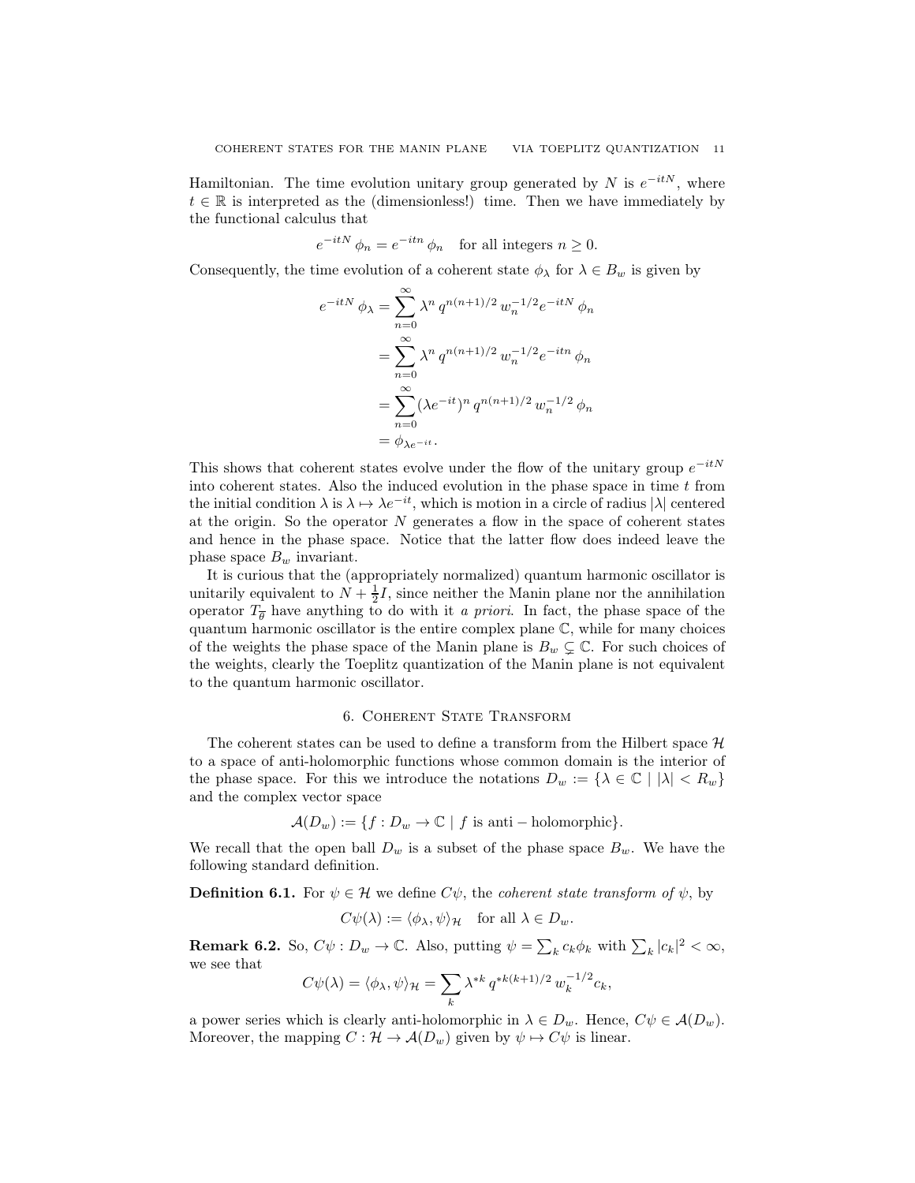Hamiltonian. The time evolution unitary group generated by $N$ is $e^{-itN}$, where $t \in \mathbb{R}$ is interpreted as the (dimensionless!) time. Then we have immediately by the functional calculus that

$$e^{-itN}\,\phi_n = e^{-itn}\,\phi_n \quad \text{for all integers } n \geq 0.$$

Consequently, the time evolution of a coherent state $\phi_\lambda$ for $\lambda \in B_w$ is given by

$$\begin{aligned}
e^{-itN}\,\phi_\lambda &= \sum_{n=0}^{\infty} \lambda^n\, q^{n(n+1)/2}\, w_n^{-1/2} e^{-itN}\,\phi_n \\
&= \sum_{n=0}^{\infty} \lambda^n\, q^{n(n+1)/2}\, w_n^{-1/2} e^{-itn}\,\phi_n \\
&= \sum_{n=0}^{\infty} (\lambda e^{-it})^n\, q^{n(n+1)/2}\, w_n^{-1/2}\,\phi_n \\
&= \phi_{\lambda e^{-it}}.
\end{aligned}$$

This shows that coherent states evolve under the flow of the unitary group $e^{-itN}$ into coherent states. Also the induced evolution in the phase space in time $t$ from the initial condition $\lambda$ is $\lambda \mapsto \lambda e^{-it}$, which is motion in a circle of radius $|\lambda|$ centered at the origin. So the operator $N$ generates a flow in the space of coherent states and hence in the phase space. Notice that the latter flow does indeed leave the phase space $B_w$ invariant.

It is curious that the (appropriately normalized) quantum harmonic oscillator is unitarily equivalent to $N + \frac{1}{2}I$, since neither the Manin plane nor the annihilation operator $T_{\overline{\theta}}$ have anything to do with it *a priori*. In fact, the phase space of the quantum harmonic oscillator is the entire complex plane $\mathbb{C}$, while for many choices of the weights the phase space of the Manin plane is $B_w \subsetneq \mathbb{C}$. For such choices of the weights, clearly the Toeplitz quantization of the Manin plane is not equivalent to the quantum harmonic oscillator.

## 6. Coherent State Transform

The coherent states can be used to define a transform from the Hilbert space $\mathcal{H}$ to a space of anti-holomorphic functions whose common domain is the interior of the phase space. For this we introduce the notations $D_w := \{\lambda \in \mathbb{C} \mid |\lambda| < R_w\}$ and the complex vector space

$$\mathcal{A}(D_w) := \{f : D_w \to \mathbb{C} \mid f \text{ is anti} - \text{holomorphic}\}.$$

We recall that the open ball $D_w$ is a subset of the phase space $B_w$. We have the following standard definition.

**Definition 6.1.** For $\psi \in \mathcal{H}$ we define $C\psi$, the *coherent state transform of* $\psi$, by

$$C\psi(\lambda) := \langle \phi_\lambda, \psi \rangle_{\mathcal{H}} \quad \text{for all } \lambda \in D_w.$$

**Remark 6.2.** So, $C\psi : D_w \to \mathbb{C}$. Also, putting $\psi = \sum_k c_k \phi_k$ with $\sum_k |c_k|^2 < \infty$, we see that

$$C\psi(\lambda) = \langle \phi_\lambda, \psi \rangle_{\mathcal{H}} = \sum_k \lambda^{*k}\, q^{*k(k+1)/2}\, w_k^{-1/2} c_k,$$

a power series which is clearly anti-holomorphic in $\lambda \in D_w$. Hence, $C\psi \in \mathcal{A}(D_w)$. Moreover, the mapping $C : \mathcal{H} \to \mathcal{A}(D_w)$ given by $\psi \mapsto C\psi$ is linear.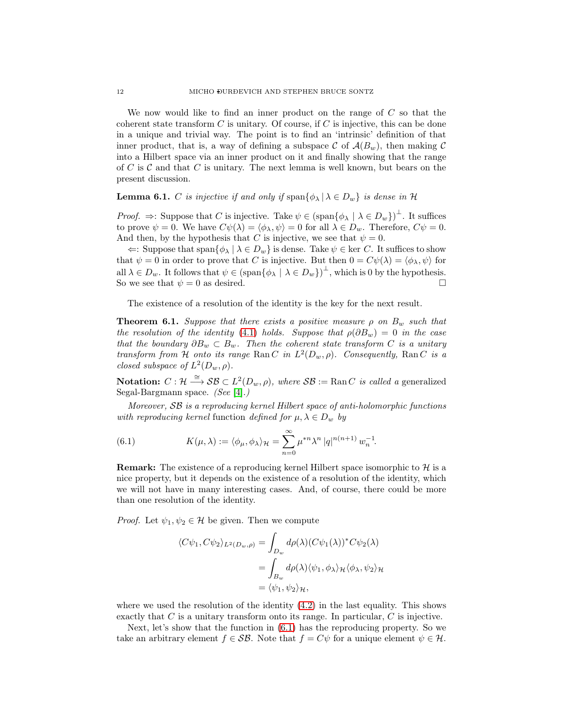We now would like to find an inner product on the range of $C$ so that the coherent state transform $C$ is unitary. Of course, if $C$ is injective, this can be done in a unique and trivial way. The point is to find an 'intrinsic' definition of that inner product, that is, a way of defining a subspace $\mathcal{C}$ of $\mathcal{A}(B_w)$, then making $\mathcal{C}$ into a Hilbert space via an inner product on it and finally showing that the range of $C$ is $\mathcal{C}$ and that $C$ is unitary. The next lemma is well known, but bears on the present discussion.

**Lemma 6.1.** *$C$ is injective if and only if* $\mathrm{span}\{\phi_\lambda \,|\, \lambda \in D_w\}$ *is dense in* $\mathcal{H}$

*Proof.* $\Rightarrow$: Suppose that $C$ is injective. Take $\psi \in (\mathrm{span}\{\phi_\lambda \mid \lambda \in D_w\})^\perp$. It suffices to prove $\psi = 0$. We have $C\psi(\lambda) = \langle \phi_\lambda, \psi \rangle = 0$ for all $\lambda \in D_w$. Therefore, $C\psi = 0$. And then, by the hypothesis that $C$ is injective, we see that $\psi = 0$.

$\Leftarrow$: Suppose that $\mathrm{span}\{\phi_\lambda \mid \lambda \in D_w\}$ is dense. Take $\psi \in \ker C$. It suffices to show that $\psi = 0$ in order to prove that $C$ is injective. But then $0 = C\psi(\lambda) = \langle \phi_\lambda, \psi \rangle$ for all $\lambda \in D_w$. It follows that $\psi \in (\mathrm{span}\{\phi_\lambda \mid \lambda \in D_w\})^\perp$, which is 0 by the hypothesis. So we see that $\psi = 0$ as desired. $\square$

The existence of a resolution of the identity is the key for the next result.

**Theorem 6.1.** *Suppose that there exists a positive measure $\rho$ on $B_w$ such that the resolution of the identity (4.1) holds. Suppose that $\rho(\partial B_w) = 0$ in the case that the boundary $\partial B_w \subset B_w$. Then the coherent state transform $C$ is a unitary transform from $\mathcal{H}$ onto its range* $\mathrm{Ran}\, C$ *in* $L^2(D_w, \rho)$*. Consequently,* $\mathrm{Ran}\, C$ *is a closed subspace of* $L^2(D_w, \rho)$*.*

**Notation:** $C : \mathcal{H} \xrightarrow{\cong} \mathcal{SB} \subset L^2(D_w, \rho)$, *where* $\mathcal{SB} := \mathrm{Ran}\, C$ *is called a* generalized Segal-Bargmann space*. (See [4].)*

*Moreover,* $\mathcal{SB}$ *is a reproducing kernel Hilbert space of anti-holomorphic functions with reproducing kernel* function *defined for* $\mu, \lambda \in D_w$ *by*

$$K(\mu, \lambda) := \langle \phi_\mu, \phi_\lambda \rangle_{\mathcal{H}} = \sum_{n=0}^{\infty} \mu^{*n} \lambda^n \, |q|^{n(n+1)} \, w_n^{-1}. \tag{6.1}$$

**Remark:** The existence of a reproducing kernel Hilbert space isomorphic to $\mathcal{H}$ is a nice property, but it depends on the existence of a resolution of the identity, which we will not have in many interesting cases. And, of course, there could be more than one resolution of the identity.

*Proof.* Let $\psi_1, \psi_2 \in \mathcal{H}$ be given. Then we compute

$$\begin{aligned}
\langle C\psi_1, C\psi_2 \rangle_{L^2(D_w, \rho)} &= \int_{D_w} d\rho(\lambda) (C\psi_1(\lambda))^* C\psi_2(\lambda) \\
&= \int_{B_w} d\rho(\lambda) \langle \psi_1, \phi_\lambda \rangle_{\mathcal{H}} \langle \phi_\lambda, \psi_2 \rangle_{\mathcal{H}} \\
&= \langle \psi_1, \psi_2 \rangle_{\mathcal{H}},
\end{aligned}$$

where we used the resolution of the identity (4.2) in the last equality. This shows exactly that $C$ is a unitary transform onto its range. In particular, $C$ is injective.

Next, let's show that the function in (6.1) has the reproducing property. So we take an arbitrary element $f \in \mathcal{SB}$. Note that $f = C\psi$ for a unique element $\psi \in \mathcal{H}$.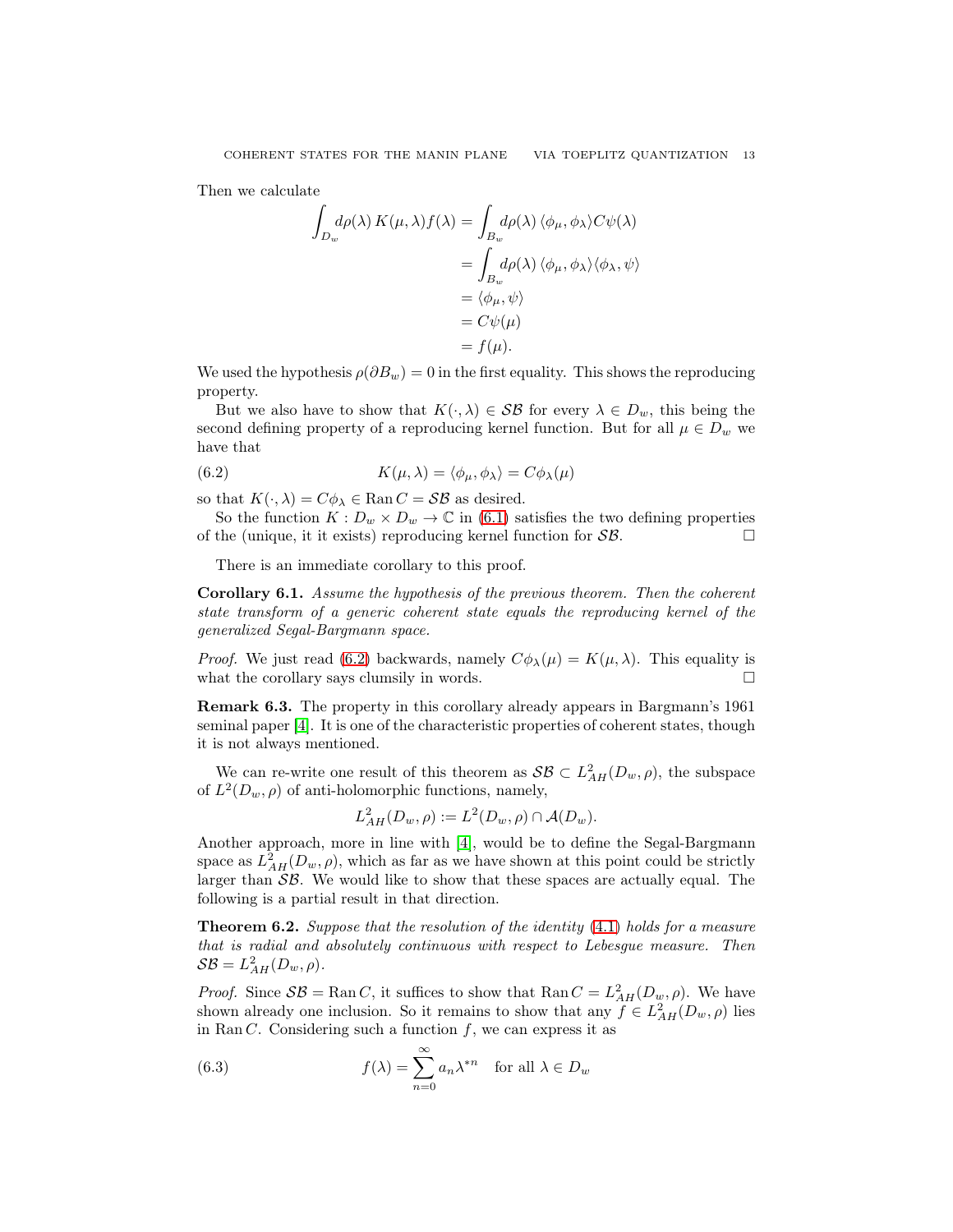Then we calculate

$$
\begin{aligned}
\int_{D_w} d\rho(\lambda)\, K(\mu,\lambda) f(\lambda) &= \int_{B_w} d\rho(\lambda)\, \langle \phi_\mu, \phi_\lambda \rangle C\psi(\lambda) \\
&= \int_{B_w} d\rho(\lambda)\, \langle \phi_\mu, \phi_\lambda \rangle \langle \phi_\lambda, \psi \rangle \\
&= \langle \phi_\mu, \psi \rangle \\
&= C\psi(\mu) \\
&= f(\mu).
\end{aligned}
$$

We used the hypothesis $\rho(\partial B_w) = 0$ in the first equality. This shows the reproducing property.

But we also have to show that $K(\cdot, \lambda) \in \mathcal{SB}$ for every $\lambda \in D_w$, this being the second defining property of a reproducing kernel function. But for all $\mu \in D_w$ we have that

$$
K(\mu, \lambda) = \langle \phi_\mu, \phi_\lambda \rangle = C\phi_\lambda(\mu) \tag{6.2}
$$

so that $K(\cdot, \lambda) = C\phi_\lambda \in \operatorname{Ran} C = \mathcal{SB}$ as desired.

So the function $K : D_w \times D_w \to \mathbb{C}$ in (6.1) satisfies the two defining properties of the (unique, it it exists) reproducing kernel function for $\mathcal{SB}$. □

There is an immediate corollary to this proof.

**Corollary 6.1.** *Assume the hypothesis of the previous theorem. Then the coherent state transform of a generic coherent state equals the reproducing kernel of the generalized Segal-Bargmann space.*

*Proof.* We just read (6.2) backwards, namely $C\phi_\lambda(\mu) = K(\mu, \lambda)$. This equality is what the corollary says clumsily in words. □

**Remark 6.3.** The property in this corollary already appears in Bargmann's 1961 seminal paper [4]. It is one of the characteristic properties of coherent states, though it is not always mentioned.

We can re-write one result of this theorem as $\mathcal{SB} \subset L^2_{AH}(D_w, \rho)$, the subspace of $L^2(D_w, \rho)$ of anti-holomorphic functions, namely,

$$
L^2_{AH}(D_w, \rho) := L^2(D_w, \rho) \cap \mathcal{A}(D_w).
$$

Another approach, more in line with [4], would be to define the Segal-Bargmann space as $L^2_{AH}(D_w, \rho)$, which as far as we have shown at this point could be strictly larger than $\mathcal{SB}$. We would like to show that these spaces are actually equal. The following is a partial result in that direction.

**Theorem 6.2.** *Suppose that the resolution of the identity (4.1) holds for a measure that is radial and absolutely continuous with respect to Lebesgue measure. Then $\mathcal{SB} = L^2_{AH}(D_w, \rho)$.*

*Proof.* Since $\mathcal{SB} = \operatorname{Ran} C$, it suffices to show that $\operatorname{Ran} C = L^2_{AH}(D_w, \rho)$. We have shown already one inclusion. So it remains to show that any $f \in L^2_{AH}(D_w, \rho)$ lies in $\operatorname{Ran} C$. Considering such a function $f$, we can express it as

$$
f(\lambda) = \sum_{n=0}^{\infty} a_n \lambda^{*n} \quad \text{for all } \lambda \in D_w \tag{6.3}
$$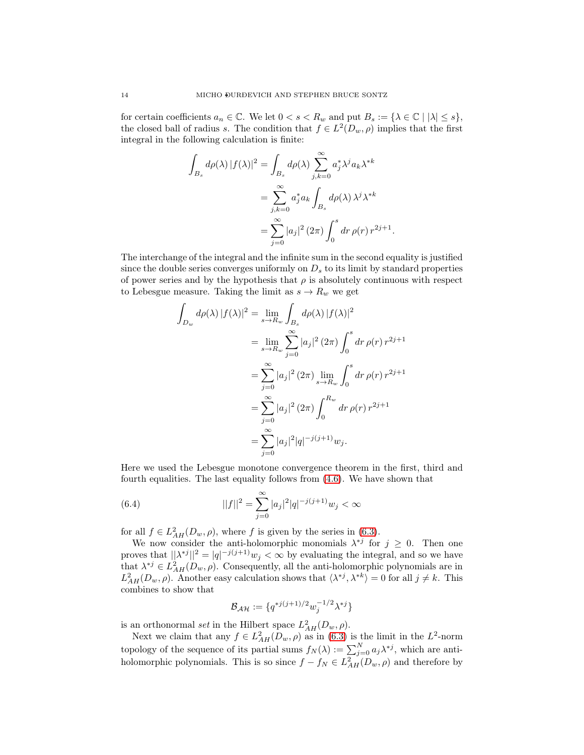for certain coefficients $a_n \in \mathbb{C}$. We let $0 < s < R_w$ and put $B_s := \{\lambda \in \mathbb{C} \mid |\lambda| \leq s\}$, the closed ball of radius $s$. The condition that $f \in L^2(D_w, \rho)$ implies that the first integral in the following calculation is finite:

$$
\begin{aligned}
\int_{B_s} d\rho(\lambda)\, |f(\lambda)|^2 &= \int_{B_s} d\rho(\lambda) \sum_{j,k=0}^{\infty} a_j^* \lambda^j a_k \lambda^{*k} \\
&= \sum_{j,k=0}^{\infty} a_j^* a_k \int_{B_s} d\rho(\lambda)\, \lambda^j \lambda^{*k} \\
&= \sum_{j=0}^{\infty} |a_j|^2 \,(2\pi) \int_0^s dr\, \rho(r)\, r^{2j+1}.
\end{aligned}
$$

The interchange of the integral and the infinite sum in the second equality is justified since the double series converges uniformly on $D_s$ to its limit by standard properties of power series and by the hypothesis that $\rho$ is absolutely continuous with respect to Lebesgue measure. Taking the limit as $s \to R_w$ we get

$$
\begin{aligned}
\int_{D_w} d\rho(\lambda)\, |f(\lambda)|^2 &= \lim_{s \to R_w} \int_{B_s} d\rho(\lambda)\, |f(\lambda)|^2 \\
&= \lim_{s \to R_w} \sum_{j=0}^{\infty} |a_j|^2 \,(2\pi) \int_0^s dr\, \rho(r)\, r^{2j+1} \\
&= \sum_{j=0}^{\infty} |a_j|^2 \,(2\pi) \lim_{s \to R_w} \int_0^s dr\, \rho(r)\, r^{2j+1} \\
&= \sum_{j=0}^{\infty} |a_j|^2 \,(2\pi) \int_0^{R_w} dr\, \rho(r)\, r^{2j+1} \\
&= \sum_{j=0}^{\infty} |a_j|^2 |q|^{-j(j+1)} w_j.
\end{aligned}
$$

Here we used the Lebesgue monotone convergence theorem in the first, third and fourth equalities. The last equality follows from (4.6). We have shown that

$$
||f||^2 = \sum_{j=0}^{\infty} |a_j|^2 |q|^{-j(j+1)} w_j < \infty \tag{6.4}
$$

for all $f \in L^2_{AH}(D_w, \rho)$, where $f$ is given by the series in (6.3).

We now consider the anti-holomorphic monomials $\lambda^{*j}$ for $j \geq 0$. Then one proves that $||\lambda^{*j}||^2 = |q|^{-j(j+1)} w_j < \infty$ by evaluating the integral, and so we have that $\lambda^{*j} \in L^2_{AH}(D_w, \rho)$. Consequently, all the anti-holomorphic polynomials are in $L^2_{AH}(D_w, \rho)$. Another easy calculation shows that $\langle \lambda^{*j}, \lambda^{*k} \rangle = 0$ for all $j \neq k$. This combines to show that

$$
\mathcal{B}_{\mathcal{AH}} := \{ q^{*j(j+1)/2} w_j^{-1/2} \lambda^{*j} \}
$$

is an orthonormal *set* in the Hilbert space $L^2_{AH}(D_w, \rho)$.

Next we claim that any $f \in L^2_{AH}(D_w, \rho)$ as in (6.3) is the limit in the $L^2$-norm topology of the sequence of its partial sums $f_N(\lambda) := \sum_{j=0}^{N} a_j \lambda^{*j}$, which are anti-holomorphic polynomials. This is so since $f - f_N \in L^2_{AH}(D_w, \rho)$ and therefore by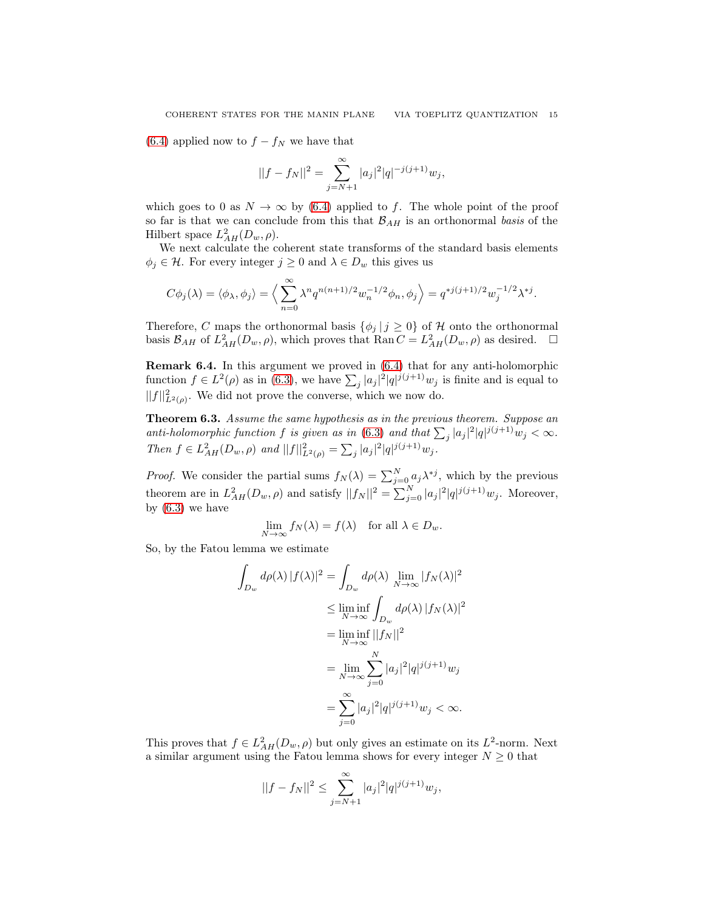(6.4) applied now to $f - f_N$ we have that

$$||f - f_N||^2 = \sum_{j=N+1}^{\infty} |a_j|^2 |q|^{-j(j+1)} w_j,$$

which goes to 0 as $N \to \infty$ by (6.4) applied to $f$. The whole point of the proof so far is that we can conclude from this that $\mathcal{B}_{AH}$ is an orthonormal *basis* of the Hilbert space $L^2_{AH}(D_w, \rho)$.

We next calculate the coherent state transforms of the standard basis elements $\phi_j \in \mathcal{H}$. For every integer $j \geq 0$ and $\lambda \in D_w$ this gives us

$$C\phi_j(\lambda) = \langle \phi_\lambda, \phi_j \rangle = \Big\langle \sum_{n=0}^{\infty} \lambda^n q^{n(n+1)/2} w_n^{-1/2} \phi_n, \phi_j \Big\rangle = q^{*j(j+1)/2} w_j^{-1/2} \lambda^{*j}.$$

Therefore, $C$ maps the orthonormal basis $\{\phi_j \,|\, j \geq 0\}$ of $\mathcal{H}$ onto the orthonormal basis $\mathcal{B}_{AH}$ of $L^2_{AH}(D_w, \rho)$, which proves that $\operatorname{Ran} C = L^2_{AH}(D_w, \rho)$ as desired. $\square$

**Remark 6.4.** In this argument we proved in (6.4) that for any anti-holomorphic function $f \in L^2(\rho)$ as in (6.3), we have $\sum_j |a_j|^2 |q|^{j(j+1)} w_j$ is finite and is equal to $||f||^2_{L^2(\rho)}$. We did not prove the converse, which we now do.

**Theorem 6.3.** *Assume the same hypothesis as in the previous theorem. Suppose an anti-holomorphic function $f$ is given as in (6.3) and that $\sum_j |a_j|^2 |q|^{j(j+1)} w_j < \infty$. Then $f \in L^2_{AH}(D_w, \rho)$ and $||f||^2_{L^2(\rho)} = \sum_j |a_j|^2 |q|^{j(j+1)} w_j$.*

*Proof.* We consider the partial sums $f_N(\lambda) = \sum_{j=0}^{N} a_j \lambda^{*j}$, which by the previous theorem are in $L^2_{AH}(D_w, \rho)$ and satisfy $||f_N||^2 = \sum_{j=0}^{N} |a_j|^2 |q|^{j(j+1)} w_j$. Moreover, by (6.3) we have

$$\lim_{N \to \infty} f_N(\lambda) = f(\lambda) \quad \text{for all } \lambda \in D_w.$$

So, by the Fatou lemma we estimate

$$\begin{aligned}
\int_{D_w} d\rho(\lambda)\, |f(\lambda)|^2 &= \int_{D_w} d\rho(\lambda) \lim_{N \to \infty} |f_N(\lambda)|^2 \\
&\leq \liminf_{N \to \infty} \int_{D_w} d\rho(\lambda)\, |f_N(\lambda)|^2 \\
&= \liminf_{N \to \infty} ||f_N||^2 \\
&= \lim_{N \to \infty} \sum_{j=0}^{N} |a_j|^2 |q|^{j(j+1)} w_j \\
&= \sum_{j=0}^{\infty} |a_j|^2 |q|^{j(j+1)} w_j < \infty.
\end{aligned}$$

This proves that $f \in L^2_{AH}(D_w, \rho)$ but only gives an estimate on its $L^2$-norm. Next a similar argument using the Fatou lemma shows for every integer $N \geq 0$ that

$$||f - f_N||^2 \leq \sum_{j=N+1}^{\infty} |a_j|^2 |q|^{j(j+1)} w_j,$$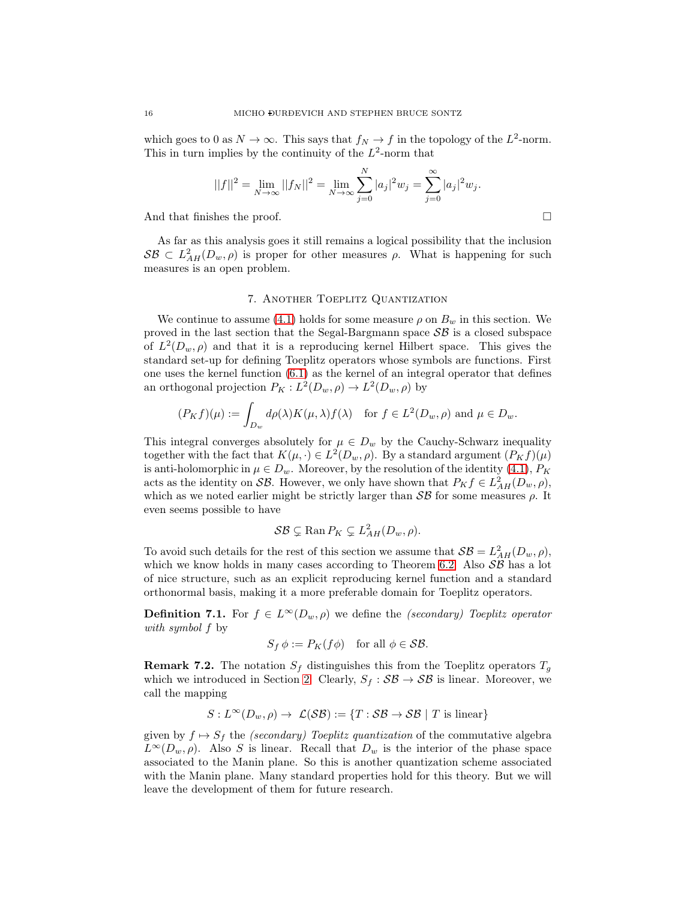which goes to 0 as $N \to \infty$. This says that $f_N \to f$ in the topology of the $L^2$-norm. This in turn implies by the continuity of the $L^2$-norm that

$$||f||^2 = \lim_{N\to\infty} ||f_N||^2 = \lim_{N\to\infty} \sum_{j=0}^{N} |a_j|^2 w_j = \sum_{j=0}^{\infty} |a_j|^2 w_j.$$

And that finishes the proof. □

As far as this analysis goes it still remains a logical possibility that the inclusion $\mathcal{SB} \subset L^2_{AH}(D_w, \rho)$ is proper for other measures $\rho$. What is happening for such measures is an open problem.

## 7. Another Toeplitz Quantization

We continue to assume (4.1) holds for some measure $\rho$ on $B_w$ in this section. We proved in the last section that the Segal-Bargmann space $\mathcal{SB}$ is a closed subspace of $L^2(D_w, \rho)$ and that it is a reproducing kernel Hilbert space. This gives the standard set-up for defining Toeplitz operators whose symbols are functions. First one uses the kernel function (6.1) as the kernel of an integral operator that defines an orthogonal projection $P_K : L^2(D_w, \rho) \to L^2(D_w, \rho)$ by

$$(P_K f)(\mu) := \int_{D_w} d\rho(\lambda) K(\mu, \lambda) f(\lambda) \quad \text{for } f \in L^2(D_w, \rho) \text{ and } \mu \in D_w.$$

This integral converges absolutely for $\mu \in D_w$ by the Cauchy-Schwarz inequality together with the fact that $K(\mu, \cdot) \in L^2(D_w, \rho)$. By a standard argument $(P_K f)(\mu)$ is anti-holomorphic in $\mu \in D_w$. Moreover, by the resolution of the identity (4.1), $P_K$ acts as the identity on $\mathcal{SB}$. However, we only have shown that $P_K f \in L^2_{AH}(D_w, \rho)$, which as we noted earlier might be strictly larger than $\mathcal{SB}$ for some measures $\rho$. It even seems possible to have

$$\mathcal{SB} \subsetneq \operatorname{Ran} P_K \subsetneq L^2_{AH}(D_w, \rho).$$

To avoid such details for the rest of this section we assume that $\mathcal{SB} = L^2_{AH}(D_w, \rho)$, which we know holds in many cases according to Theorem 6.2. Also $\mathcal{SB}$ has a lot of nice structure, such as an explicit reproducing kernel function and a standard orthonormal basis, making it a more preferable domain for Toeplitz operators.

**Definition 7.1.** For $f \in L^\infty(D_w, \rho)$ we define the *(secondary) Toeplitz operator with symbol* $f$ by

$$S_f\, \phi := P_K(f\phi) \quad \text{for all } \phi \in \mathcal{SB}.$$

**Remark 7.2.** The notation $S_f$ distinguishes this from the Toeplitz operators $T_g$ which we introduced in Section 2. Clearly, $S_f : \mathcal{SB} \to \mathcal{SB}$ is linear. Moreover, we call the mapping

$$S : L^\infty(D_w, \rho) \to \mathcal{L}(\mathcal{SB}) := \{T : \mathcal{SB} \to \mathcal{SB} \mid T \text{ is linear}\}$$

given by $f \mapsto S_f$ the *(secondary) Toeplitz quantization* of the commutative algebra $L^\infty(D_w, \rho)$. Also $S$ is linear. Recall that $D_w$ is the interior of the phase space associated to the Manin plane. So this is another quantization scheme associated with the Manin plane. Many standard properties hold for this theory. But we will leave the development of them for future research.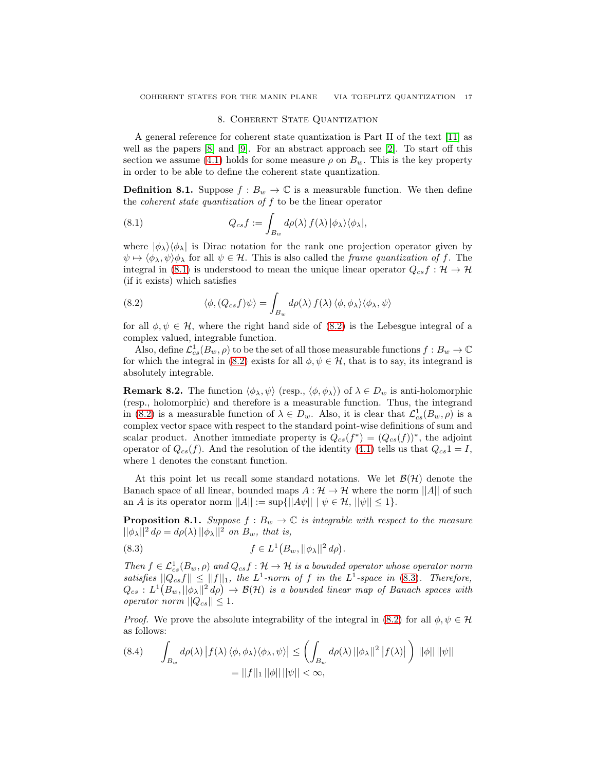## 8. Coherent State Quantization

A general reference for coherent state quantization is Part II of the text [11] as well as the papers [8] and [9]. For an abstract approach see [2]. To start off this section we assume (4.1) holds for some measure $\rho$ on $B_w$. This is the key property in order to be able to define the coherent state quantization.

**Definition 8.1.** Suppose $f : B_w \to \mathbb{C}$ is a measurable function. We then define the *coherent state quantization of* $f$ to be the linear operator

$$Q_{cs} f := \int_{B_w} d\rho(\lambda)\, f(\lambda)\, |\phi_\lambda\rangle\langle\phi_\lambda|, \tag{8.1}$$

where $|\phi_\lambda\rangle\langle\phi_\lambda|$ is Dirac notation for the rank one projection operator given by $\psi \mapsto \langle\phi_\lambda, \psi\rangle\phi_\lambda$ for all $\psi \in \mathcal{H}$. This is also called the *frame quantization of* $f$. The integral in (8.1) is understood to mean the unique linear operator $Q_{cs} f : \mathcal{H} \to \mathcal{H}$ (if it exists) which satisfies

$$\langle\phi, (Q_{cs} f)\psi\rangle = \int_{B_w} d\rho(\lambda)\, f(\lambda)\, \langle\phi, \phi_\lambda\rangle\langle\phi_\lambda, \psi\rangle \tag{8.2}$$

for all $\phi, \psi \in \mathcal{H}$, where the right hand side of (8.2) is the Lebesgue integral of a complex valued, integrable function.

Also, define $\mathcal{L}^1_{cs}(B_w, \rho)$ to be the set of all those measurable functions $f : B_w \to \mathbb{C}$ for which the integral in (8.2) exists for all $\phi, \psi \in \mathcal{H}$, that is to say, its integrand is absolutely integrable.

**Remark 8.2.** The function $\langle\phi_\lambda, \psi\rangle$ (resp., $\langle\phi, \phi_\lambda\rangle$) of $\lambda \in D_w$ is anti-holomorphic (resp., holomorphic) and therefore is a measurable function. Thus, the integrand in (8.2) is a measurable function of $\lambda \in D_w$. Also, it is clear that $\mathcal{L}^1_{cs}(B_w, \rho)$ is a complex vector space with respect to the standard point-wise definitions of sum and scalar product. Another immediate property is $Q_{cs}(f^*) = (Q_{cs}(f))^*$, the adjoint operator of $Q_{cs}(f)$. And the resolution of the identity (4.1) tells us that $Q_{cs} 1 = I$, where 1 denotes the constant function.

At this point let us recall some standard notations. We let $\mathcal{B}(\mathcal{H})$ denote the Banach space of all linear, bounded maps $A : \mathcal{H} \to \mathcal{H}$ where the norm $||A||$ of such an $A$ is its operator norm $||A|| := \sup\{||A\psi|| \mid \psi \in \mathcal{H}, ||\psi|| \le 1\}$.

**Proposition 8.1.** *Suppose $f : B_w \to \mathbb{C}$ is integrable with respect to the measure $||\phi_\lambda||^2\, d\rho = d\rho(\lambda)\, ||\phi_\lambda||^2$ on $B_w$, that is,*

$$f \in L^1\big(B_w, ||\phi_\lambda||^2\, d\rho\big). \tag{8.3}$$

*Then $f \in \mathcal{L}^1_{cs}(B_w, \rho)$ and $Q_{cs} f : \mathcal{H} \to \mathcal{H}$ is a bounded operator whose operator norm satisfies $||Q_{cs} f|| \le ||f||_1$, the $L^1$-norm of $f$ in the $L^1$-space in (8.3). Therefore, $Q_{cs} : L^1\big(B_w, ||\phi_\lambda||^2\, d\rho\big) \to \mathcal{B}(\mathcal{H})$ is a bounded linear map of Banach spaces with operator norm $||Q_{cs}|| \le 1$.*

*Proof.* We prove the absolute integrability of the integral in (8.2) for all $\phi, \psi \in \mathcal{H}$ as follows:

$$\begin{aligned}
\int_{B_w} d\rho(\lambda)\, \big|f(\lambda)\, \langle\phi, \phi_\lambda\rangle\langle\phi_\lambda, \psi\rangle\big| &\le \left( \int_{B_w} d\rho(\lambda)\, ||\phi_\lambda||^2\, \big|f(\lambda)\big| \right) ||\phi||\, ||\psi|| \\
&= ||f||_1\, ||\phi||\, ||\psi|| < \infty,
\end{aligned} \tag{8.4}$$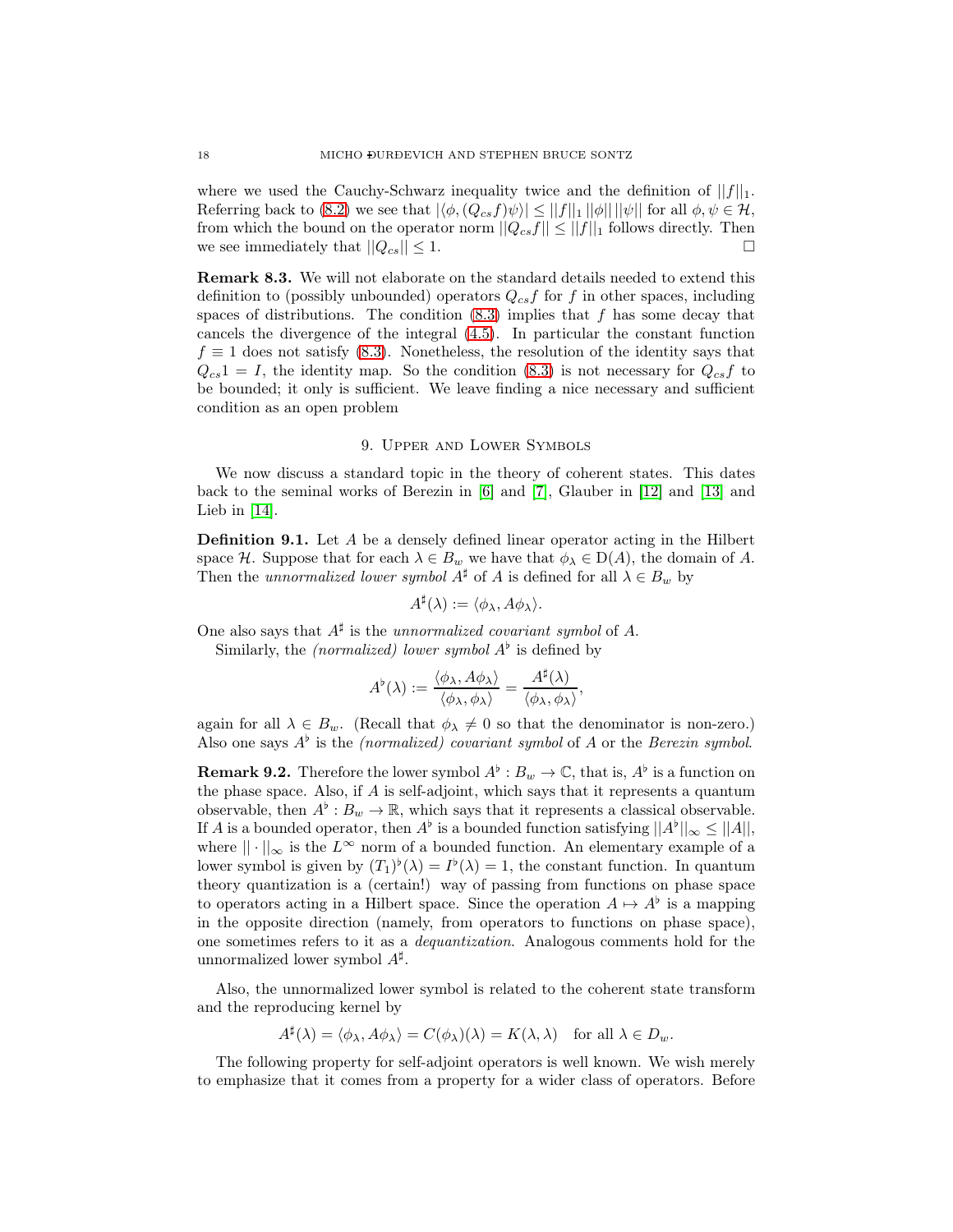where we used the Cauchy-Schwarz inequality twice and the definition of $||f||_1$. Referring back to (8.2) we see that $|\langle \phi, (Q_{cs}f)\psi\rangle| \le ||f||_1 \, ||\phi|| \, ||\psi||$ for all $\phi, \psi \in \mathcal{H}$, from which the bound on the operator norm $||Q_{cs}f|| \le ||f||_1$ follows directly. Then we see immediately that $||Q_{cs}|| \le 1$. □

**Remark 8.3.** We will not elaborate on the standard details needed to extend this definition to (possibly unbounded) operators $Q_{cs}f$ for $f$ in other spaces, including spaces of distributions. The condition (8.3) implies that $f$ has some decay that cancels the divergence of the integral (4.5). In particular the constant function $f \equiv 1$ does not satisfy (8.3). Nonetheless, the resolution of the identity says that $Q_{cs}1 = I$, the identity map. So the condition (8.3) is not necessary for $Q_{cs}f$ to be bounded; it only is sufficient. We leave finding a nice necessary and sufficient condition as an open problem

## 9. Upper and Lower Symbols

We now discuss a standard topic in the theory of coherent states. This dates back to the seminal works of Berezin in [6] and [7], Glauber in [12] and [13] and Lieb in [14].

**Definition 9.1.** Let $A$ be a densely defined linear operator acting in the Hilbert space $\mathcal{H}$. Suppose that for each $\lambda \in B_w$ we have that $\phi_\lambda \in \mathrm{D}(A)$, the domain of $A$. Then the *unnormalized lower symbol* $A^\sharp$ of $A$ is defined for all $\lambda \in B_w$ by

$$A^\sharp(\lambda) := \langle \phi_\lambda, A\phi_\lambda\rangle.$$

One also says that $A^\sharp$ is the *unnormalized covariant symbol* of $A$.

Similarly, the *(normalized) lower symbol* $A^\flat$ is defined by

$$A^\flat(\lambda) := \frac{\langle \phi_\lambda, A\phi_\lambda\rangle}{\langle \phi_\lambda, \phi_\lambda\rangle} = \frac{A^\sharp(\lambda)}{\langle \phi_\lambda, \phi_\lambda\rangle},$$

again for all $\lambda \in B_w$. (Recall that $\phi_\lambda \neq 0$ so that the denominator is non-zero.) Also one says $A^\flat$ is the *(normalized) covariant symbol* of $A$ or the *Berezin symbol*.

**Remark 9.2.** Therefore the lower symbol $A^\flat : B_w \to \mathbb{C}$, that is, $A^\flat$ is a function on the phase space. Also, if $A$ is self-adjoint, which says that it represents a quantum observable, then $A^\flat : B_w \to \mathbb{R}$, which says that it represents a classical observable. If $A$ is a bounded operator, then $A^\flat$ is a bounded function satisfying $||A^\flat||_\infty \le ||A||$, where $||\cdot||_\infty$ is the $L^\infty$ norm of a bounded function. An elementary example of a lower symbol is given by $(T_1)^\flat(\lambda) = I^\flat(\lambda) = 1$, the constant function. In quantum theory quantization is a (certain!) way of passing from functions on phase space to operators acting in a Hilbert space. Since the operation $A \mapsto A^\flat$ is a mapping in the opposite direction (namely, from operators to functions on phase space), one sometimes refers to it as a *dequantization*. Analogous comments hold for the unnormalized lower symbol $A^\sharp$.

Also, the unnormalized lower symbol is related to the coherent state transform and the reproducing kernel by

$$A^\sharp(\lambda) = \langle \phi_\lambda, A\phi_\lambda\rangle = C(\phi_\lambda)(\lambda) = K(\lambda, \lambda) \quad \text{for all } \lambda \in D_w.$$

The following property for self-adjoint operators is well known. We wish merely to emphasize that it comes from a property for a wider class of operators. Before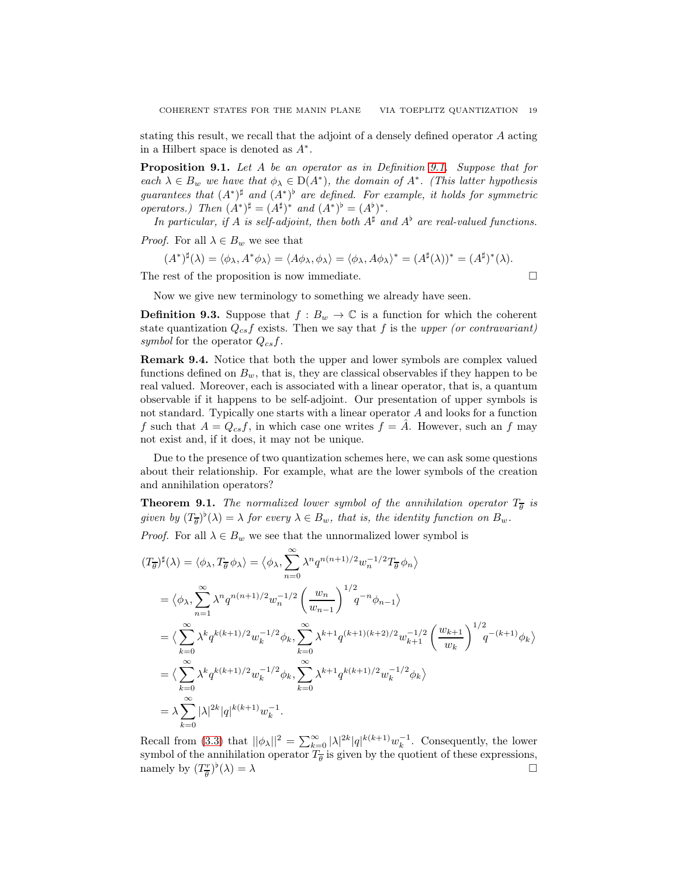stating this result, we recall that the adjoint of a densely defined operator $A$ acting in a Hilbert space is denoted as $A^*$.

**Proposition 9.1.** *Let $A$ be an operator as in Definition 9.1. Suppose that for each $\lambda \in B_w$ we have that $\phi_\lambda \in \mathrm{D}(A^*)$, the domain of $A^*$. (This latter hypothesis guarantees that $(A^*)^\sharp$ and $(A^*)^\flat$ are defined. For example, it holds for symmetric operators.) Then $(A^*)^\sharp = (A^\sharp)^*$ and $(A^*)^\flat = (A^\flat)^*$.*

*In particular, if $A$ is self-adjoint, then both $A^\sharp$ and $A^\flat$ are real-valued functions.*

*Proof.* For all $\lambda \in B_w$ we see that

$$(A^*)^\sharp(\lambda) = \langle \phi_\lambda, A^* \phi_\lambda \rangle = \langle A\phi_\lambda, \phi_\lambda \rangle = \langle \phi_\lambda, A\phi_\lambda \rangle^* = (A^\sharp(\lambda))^* = (A^\sharp)^*(\lambda).$$

The rest of the proposition is now immediate. $\square$

Now we give new terminology to something we already have seen.

**Definition 9.3.** Suppose that $f : B_w \to \mathbb{C}$ is a function for which the coherent state quantization $Q_{cs}f$ exists. Then we say that $f$ is the *upper (or contravariant) symbol* for the operator $Q_{cs}f$.

**Remark 9.4.** Notice that both the upper and lower symbols are complex valued functions defined on $B_w$, that is, they are classical observables if they happen to be real valued. Moreover, each is associated with a linear operator, that is, a quantum observable if it happens to be self-adjoint. Our presentation of upper symbols is not standard. Typically one starts with a linear operator $A$ and looks for a function $f$ such that $A = Q_{cs}f$, in which case one writes $f = \hat{A}$. However, such an $f$ may not exist and, if it does, it may not be unique.

Due to the presence of two quantization schemes here, we can ask some questions about their relationship. For example, what are the lower symbols of the creation and annihilation operators?

**Theorem 9.1.** *The normalized lower symbol of the annihilation operator $T_{\overline{\theta}}$ is given by $(T_{\overline{\theta}})^\flat(\lambda) = \lambda$ for every $\lambda \in B_w$, that is, the identity function on $B_w$.*

*Proof.* For all $\lambda \in B_w$ we see that the unnormalized lower symbol is

$$\begin{aligned}
(T_{\overline{\theta}})^\sharp(\lambda) &= \langle \phi_\lambda, T_{\overline{\theta}}\, \phi_\lambda \rangle = \big\langle \phi_\lambda, \sum_{n=0}^{\infty} \lambda^n q^{n(n+1)/2} w_n^{-1/2} T_{\overline{\theta}}\, \phi_n \big\rangle \\
&= \big\langle \phi_\lambda, \sum_{n=1}^{\infty} \lambda^n q^{n(n+1)/2} w_n^{-1/2} \left( \frac{w_n}{w_{n-1}} \right)^{1/2} q^{-n} \phi_{n-1} \big\rangle \\
&= \big\langle \sum_{k=0}^{\infty} \lambda^k q^{k(k+1)/2} w_k^{-1/2} \phi_k, \sum_{k=0}^{\infty} \lambda^{k+1} q^{(k+1)(k+2)/2} w_{k+1}^{-1/2} \left( \frac{w_{k+1}}{w_k} \right)^{1/2} q^{-(k+1)} \phi_k \big\rangle \\
&= \big\langle \sum_{k=0}^{\infty} \lambda^k q^{k(k+1)/2} w_k^{-1/2} \phi_k, \sum_{k=0}^{\infty} \lambda^{k+1} q^{k(k+1)/2} w_k^{-1/2} \phi_k \big\rangle \\
&= \lambda \sum_{k=0}^{\infty} |\lambda|^{2k} |q|^{k(k+1)} w_k^{-1}.
\end{aligned}$$

Recall from (3.3) that $||\phi_\lambda||^2 = \sum_{k=0}^{\infty} |\lambda|^{2k} |q|^{k(k+1)} w_k^{-1}$. Consequently, the lower symbol of the annihilation operator $T_{\overline{\theta}}$ is given by the quotient of these expressions, namely by $(T_{\overline{\theta}})^\flat(\lambda) = \lambda$ $\square$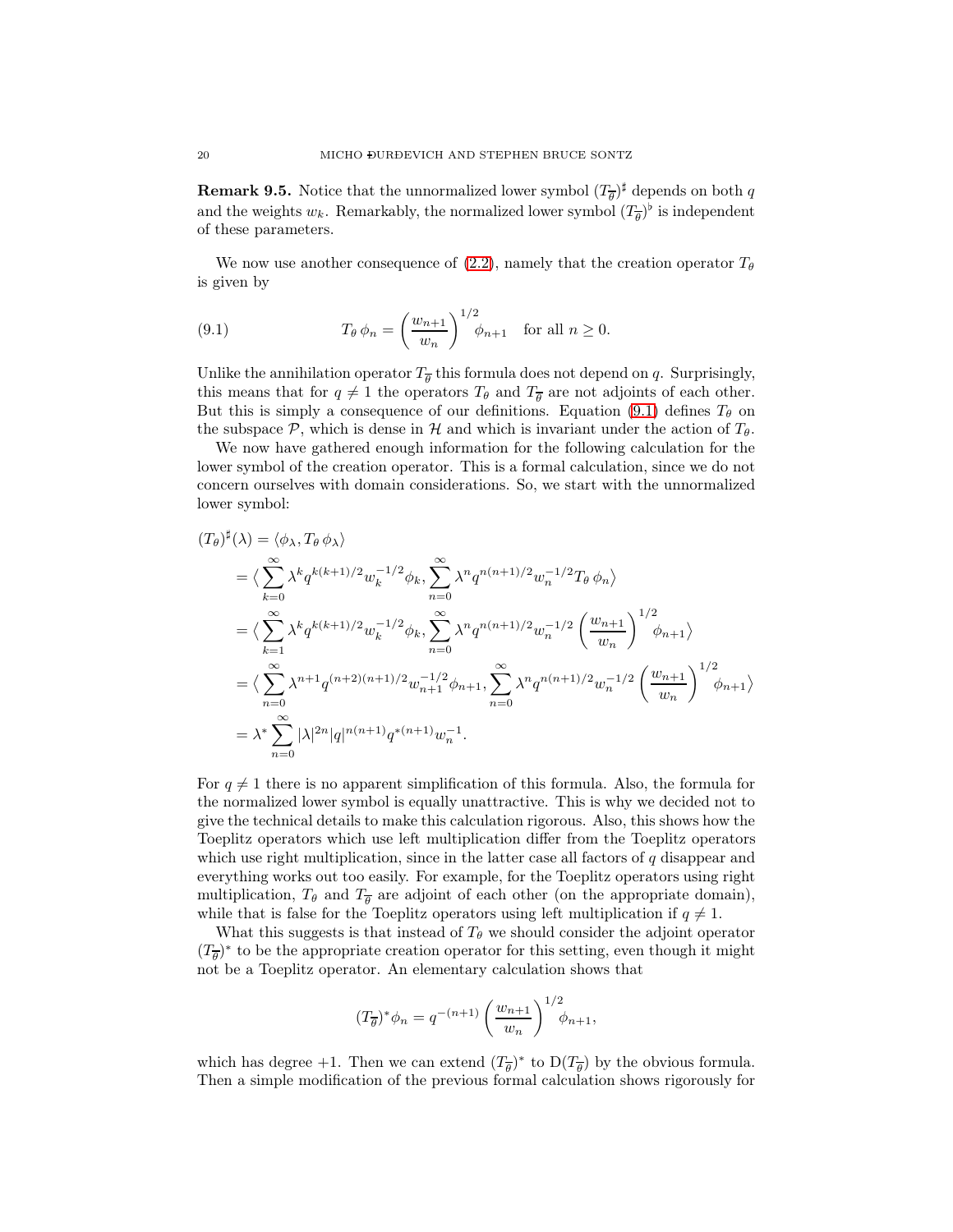**Remark 9.5.** Notice that the unnormalized lower symbol $(T_{\overline{\theta}})^\sharp$ depends on both $q$ and the weights $w_k$. Remarkably, the normalized lower symbol $(T_{\overline{\theta}})^\flat$ is independent of these parameters.

We now use another consequence of (2.2), namely that the creation operator $T_\theta$ is given by

$$T_\theta\, \phi_n = \left(\frac{w_{n+1}}{w_n}\right)^{1/2} \phi_{n+1} \quad \text{for all } n \geq 0. \tag{9.1}$$

Unlike the annihilation operator $T_{\overline{\theta}}$ this formula does not depend on $q$. Surprisingly, this means that for $q \neq 1$ the operators $T_\theta$ and $T_{\overline{\theta}}$ are not adjoints of each other. But this is simply a consequence of our definitions. Equation (9.1) defines $T_\theta$ on the subspace $\mathcal{P}$, which is dense in $\mathcal{H}$ and which is invariant under the action of $T_\theta$.

We now have gathered enough information for the following calculation for the lower symbol of the creation operator. This is a formal calculation, since we do not concern ourselves with domain considerations. So, we start with the unnormalized lower symbol:

$$\begin{aligned}
(T_\theta)^\sharp(\lambda) &= \langle \phi_\lambda, T_\theta\, \phi_\lambda \rangle \\
&= \Big\langle \sum_{k=0}^{\infty} \lambda^k q^{k(k+1)/2} w_k^{-1/2} \phi_k, \sum_{n=0}^{\infty} \lambda^n q^{n(n+1)/2} w_n^{-1/2} T_\theta\, \phi_n \Big\rangle \\
&= \Big\langle \sum_{k=1}^{\infty} \lambda^k q^{k(k+1)/2} w_k^{-1/2} \phi_k, \sum_{n=0}^{\infty} \lambda^n q^{n(n+1)/2} w_n^{-1/2} \left(\frac{w_{n+1}}{w_n}\right)^{1/2} \phi_{n+1} \Big\rangle \\
&= \Big\langle \sum_{n=0}^{\infty} \lambda^{n+1} q^{(n+2)(n+1)/2} w_{n+1}^{-1/2} \phi_{n+1}, \sum_{n=0}^{\infty} \lambda^n q^{n(n+1)/2} w_n^{-1/2} \left(\frac{w_{n+1}}{w_n}\right)^{1/2} \phi_{n+1} \Big\rangle \\
&= \lambda^* \sum_{n=0}^{\infty} |\lambda|^{2n} |q|^{n(n+1)} q^{*(n+1)} w_n^{-1}.
\end{aligned}$$

For $q \neq 1$ there is no apparent simplification of this formula. Also, the formula for the normalized lower symbol is equally unattractive. This is why we decided not to give the technical details to make this calculation rigorous. Also, this shows how the Toeplitz operators which use left multiplication differ from the Toeplitz operators which use right multiplication, since in the latter case all factors of $q$ disappear and everything works out too easily. For example, for the Toeplitz operators using right multiplication, $T_\theta$ and $T_{\overline{\theta}}$ are adjoint of each other (on the appropriate domain), while that is false for the Toeplitz operators using left multiplication if $q \neq 1$.

What this suggests is that instead of $T_\theta$ we should consider the adjoint operator $(T_{\overline{\theta}})^*$ to be the appropriate creation operator for this setting, even though it might not be a Toeplitz operator. An elementary calculation shows that

$$(T_{\overline{\theta}})^* \phi_n = q^{-(n+1)} \left(\frac{w_{n+1}}{w_n}\right)^{1/2} \phi_{n+1},$$

which has degree $+1$. Then we can extend $(T_{\overline{\theta}})^*$ to $\mathrm{D}(T_{\overline{\theta}})$ by the obvious formula. Then a simple modification of the previous formal calculation shows rigorously for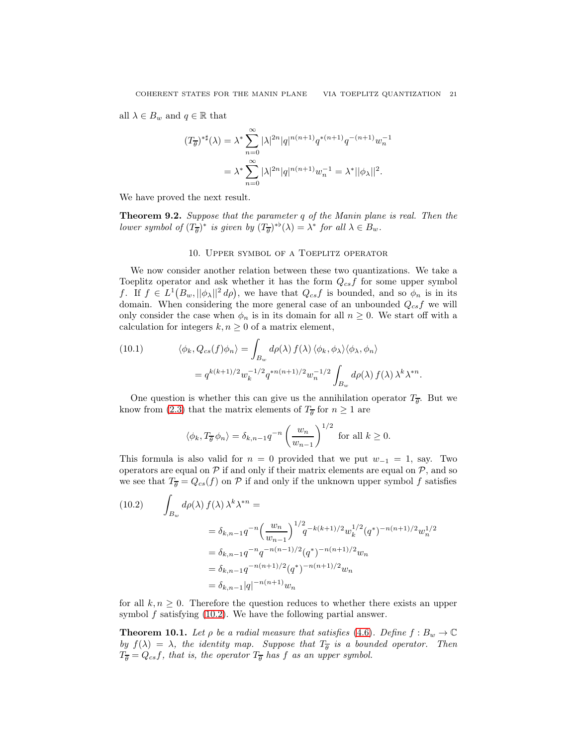all $\lambda \in B_w$ and $q \in \mathbb{R}$ that

$$
\begin{aligned}
(T_{\overline{\theta}})^{*\sharp}(\lambda) &= \lambda^* \sum_{n=0}^{\infty} |\lambda|^{2n} |q|^{n(n+1)} q^{*(n+1)} q^{-(n+1)} w_n^{-1} \\
&= \lambda^* \sum_{n=0}^{\infty} |\lambda|^{2n} |q|^{n(n+1)} w_n^{-1} = \lambda^* ||\phi_\lambda||^2.
\end{aligned}
$$

We have proved the next result.

**Theorem 9.2.** *Suppose that the parameter $q$ of the Manin plane is real. Then the lower symbol of $(T_{\overline{\theta}})^*$ is given by $(T_{\overline{\theta}})^{*\flat}(\lambda) = \lambda^*$ for all $\lambda \in B_w$.*

## 10. Upper symbol of a Toeplitz operator

We now consider another relation between these two quantizations. We take a Toeplitz operator and ask whether it has the form $Q_{cs} f$ for some upper symbol $f$. If $f \in L^1\big(B_w, ||\phi_\lambda||^2\, d\rho\big)$, we have that $Q_{cs} f$ is bounded, and so $\phi_n$ is in its domain. When considering the more general case of an unbounded $Q_{cs} f$ we will only consider the case when $\phi_n$ is in its domain for all $n \geq 0$. We start off with a calculation for integers $k, n \geq 0$ of a matrix element,

$$
\begin{aligned}
\langle \phi_k, Q_{cs}(f) \phi_n \rangle &= \int_{B_w} d\rho(\lambda)\, f(\lambda)\, \langle \phi_k, \phi_\lambda \rangle \langle \phi_\lambda, \phi_n \rangle \\
&= q^{k(k+1)/2} w_k^{-1/2} q^{*n(n+1)/2} w_n^{-1/2} \int_{B_w} d\rho(\lambda)\, f(\lambda)\, \lambda^k \lambda^{*n}.
\end{aligned}
\tag{10.1}
$$

One question is whether this can give us the annihilation operator $T_{\overline{\theta}}$. But we know from (2.3) that the matrix elements of $T_{\overline{\theta}}$ for $n \geq 1$ are

$$
\langle \phi_k, T_{\overline{\theta}}\, \phi_n \rangle = \delta_{k,n-1} q^{-n} \left( \frac{w_n}{w_{n-1}} \right)^{1/2} \text{ for all } k \geq 0.
$$

This formula is also valid for $n = 0$ provided that we put $w_{-1} = 1$, say. Two operators are equal on $\mathcal{P}$ if and only if their matrix elements are equal on $\mathcal{P}$, and so we see that $T_{\overline{\theta}} = Q_{cs}(f)$ on $\mathcal{P}$ if and only if the unknown upper symbol $f$ satisfies

$$
\begin{aligned}
\int_{B_w} d\rho(\lambda)\, f(\lambda)\, \lambda^k \lambda^{*n} &= \\
&= \delta_{k,n-1} q^{-n} \Big( \frac{w_n}{w_{n-1}} \Big)^{1/2} q^{-k(k+1)/2} w_k^{1/2} (q^*)^{-n(n+1)/2} w_n^{1/2} \\
&= \delta_{k,n-1} q^{-n} q^{-n(n-1)/2} (q^*)^{-n(n+1)/2} w_n \\
&= \delta_{k,n-1} q^{-n(n+1)/2} (q^*)^{-n(n+1)/2} w_n \\
&= \delta_{k,n-1} |q|^{-n(n+1)} w_n
\end{aligned}
\tag{10.2}
$$

for all $k, n \geq 0$. Therefore the question reduces to whether there exists an upper symbol $f$ satisfying (10.2). We have the following partial answer.

**Theorem 10.1.** *Let $\rho$ be a radial measure that satisfies (4.6). Define $f : B_w \to \mathbb{C}$ by $f(\lambda) = \lambda$, the identity map. Suppose that $T_{\overline{\theta}}$ is a bounded operator. Then $T_{\overline{\theta}} = Q_{cs} f$, that is, the operator $T_{\overline{\theta}}$ has $f$ as an upper symbol.*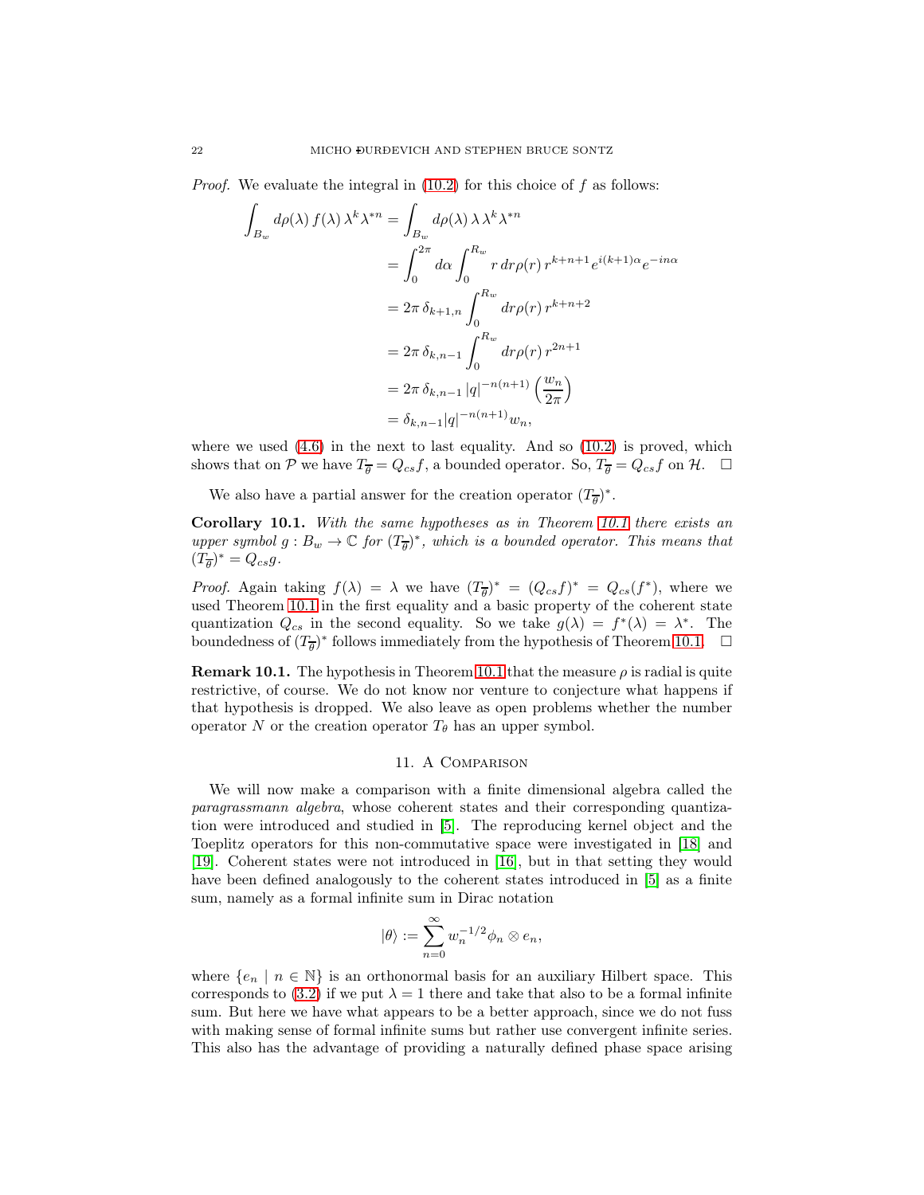*Proof.* We evaluate the integral in (10.2) for this choice of $f$ as follows:

$$
\begin{aligned}
\int_{B_w} d\rho(\lambda)\, f(\lambda)\, \lambda^k \lambda^{*n} &= \int_{B_w} d\rho(\lambda)\, \lambda\, \lambda^k \lambda^{*n} \\
&= \int_0^{2\pi} d\alpha \int_0^{R_w} r\, dr \rho(r)\, r^{k+n+1} e^{i(k+1)\alpha} e^{-in\alpha} \\
&= 2\pi\, \delta_{k+1,n} \int_0^{R_w} dr \rho(r)\, r^{k+n+2} \\
&= 2\pi\, \delta_{k,n-1} \int_0^{R_w} dr \rho(r)\, r^{2n+1} \\
&= 2\pi\, \delta_{k,n-1}\, |q|^{-n(n+1)} \left(\frac{w_n}{2\pi}\right) \\
&= \delta_{k,n-1} |q|^{-n(n+1)} w_n,
\end{aligned}
$$

where we used (4.6) in the next to last equality. And so (10.2) is proved, which shows that on $\mathcal{P}$ we have $T_{\overline{\theta}} = Q_{cs} f$, a bounded operator. So, $T_{\overline{\theta}} = Q_{cs} f$ on $\mathcal{H}$. $\square$

We also have a partial answer for the creation operator $(T_{\overline{\theta}})^*$.

**Corollary 10.1.** *With the same hypotheses as in Theorem 10.1 there exists an upper symbol $g : B_w \to \mathbb{C}$ for $(T_{\overline{\theta}})^*$, which is a bounded operator. This means that $(T_{\overline{\theta}})^* = Q_{cs} g$.*

*Proof.* Again taking $f(\lambda) = \lambda$ we have $(T_{\overline{\theta}})^* = (Q_{cs} f)^* = Q_{cs}(f^*)$, where we used Theorem 10.1 in the first equality and a basic property of the coherent state quantization $Q_{cs}$ in the second equality. So we take $g(\lambda) = f^*(\lambda) = \lambda^*$. The boundedness of $(T_{\overline{\theta}})^*$ follows immediately from the hypothesis of Theorem 10.1. $\square$

**Remark 10.1.** The hypothesis in Theorem 10.1 that the measure $\rho$ is radial is quite restrictive, of course. We do not know nor venture to conjecture what happens if that hypothesis is dropped. We also leave as open problems whether the number operator $N$ or the creation operator $T_\theta$ has an upper symbol.

## 11. A Comparison

We will now make a comparison with a finite dimensional algebra called the *paragrassmann algebra*, whose coherent states and their corresponding quantization were introduced and studied in [5]. The reproducing kernel object and the Toeplitz operators for this non-commutative space were investigated in [18] and [19]. Coherent states were not introduced in [16], but in that setting they would have been defined analogously to the coherent states introduced in [5] as a finite sum, namely as a formal infinite sum in Dirac notation

$$
|\theta\rangle := \sum_{n=0}^{\infty} w_n^{-1/2} \phi_n \otimes e_n,
$$

where $\{e_n \mid n \in \mathbb{N}\}$ is an orthonormal basis for an auxiliary Hilbert space. This corresponds to (3.2) if we put $\lambda = 1$ there and take that also to be a formal infinite sum. But here we have what appears to be a better approach, since we do not fuss with making sense of formal infinite sums but rather use convergent infinite series. This also has the advantage of providing a naturally defined phase space arising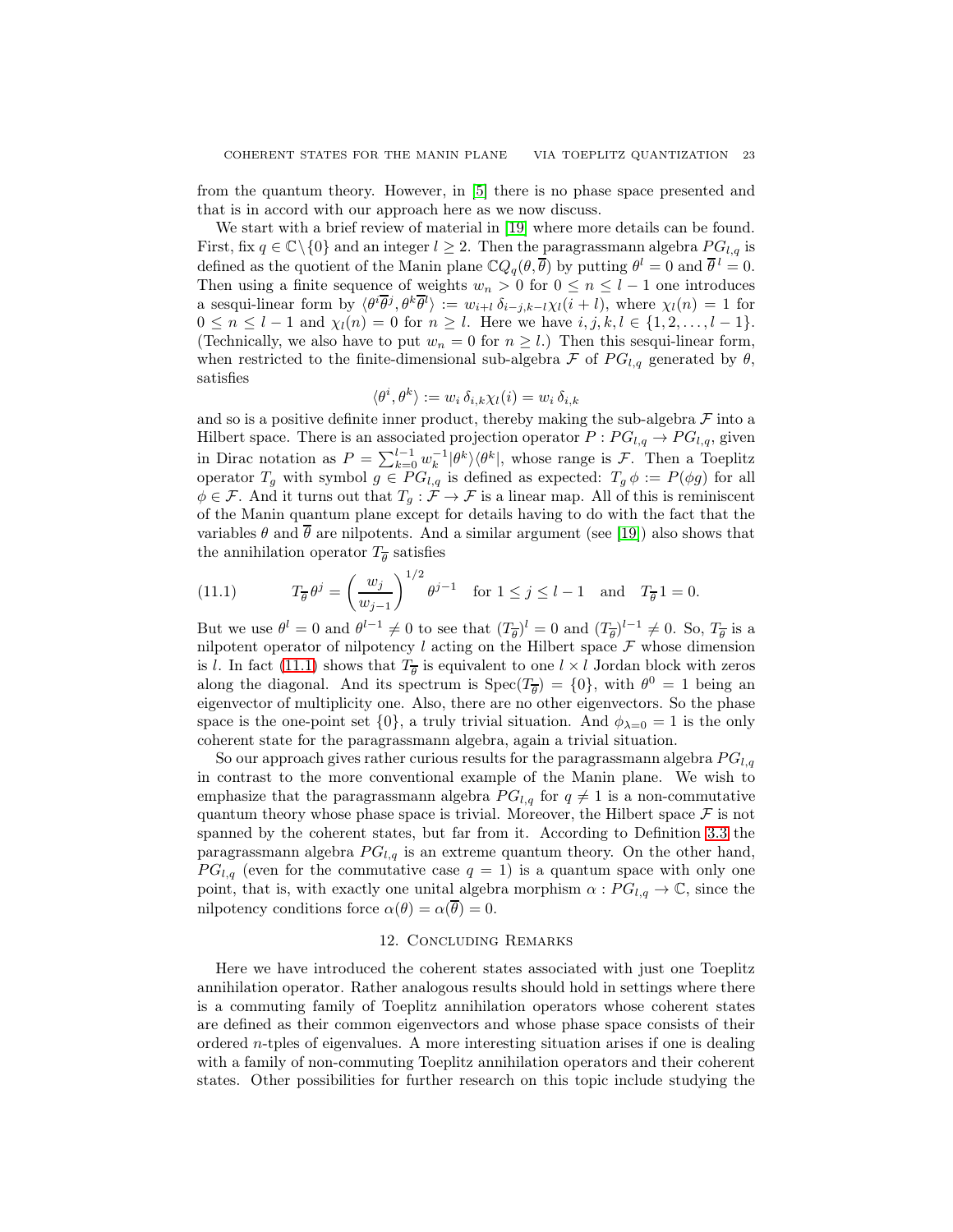from the quantum theory. However, in [5] there is no phase space presented and that is in accord with our approach here as we now discuss.

We start with a brief review of material in [19] where more details can be found. First, fix $q \in \mathbb{C} \setminus \{0\}$ and an integer $l \geq 2$. Then the paragrassmann algebra $PG_{l,q}$ is defined as the quotient of the Manin plane $\mathbb{C}Q_q(\theta, \overline{\theta})$ by putting $\theta^l = 0$ and $\overline{\theta}^{\,l} = 0$. Then using a finite sequence of weights $w_n > 0$ for $0 \leq n \leq l-1$ one introduces a sesqui-linear form by $\langle \theta^i \overline{\theta}^j, \theta^k \overline{\theta}^l \rangle := w_{i+l}\, \delta_{i-j,k-l} \chi_l(i+l)$, where $\chi_l(n) = 1$ for $0 \leq n \leq l-1$ and $\chi_l(n) = 0$ for $n \geq l$. Here we have $i, j, k, l \in \{1, 2, \ldots, l-1\}$. (Technically, we also have to put $w_n = 0$ for $n \geq l$.) Then this sesqui-linear form, when restricted to the finite-dimensional sub-algebra $\mathcal{F}$ of $PG_{l,q}$ generated by $\theta$, satisfies

$$\langle \theta^i, \theta^k \rangle := w_i\, \delta_{i,k} \chi_l(i) = w_i\, \delta_{i,k}$$

and so is a positive definite inner product, thereby making the sub-algebra $\mathcal{F}$ into a Hilbert space. There is an associated projection operator $P : PG_{l,q} \to PG_{l,q}$, given in Dirac notation as $P = \sum_{k=0}^{l-1} w_k^{-1} |\theta^k\rangle\langle\theta^k|$, whose range is $\mathcal{F}$. Then a Toeplitz operator $T_g$ with symbol $g \in PG_{l,q}$ is defined as expected: $T_g\, \phi := P(\phi g)$ for all $\phi \in \mathcal{F}$. And it turns out that $T_g : \mathcal{F} \to \mathcal{F}$ is a linear map. All of this is reminiscent of the Manin quantum plane except for details having to do with the fact that the variables $\theta$ and $\overline{\theta}$ are nilpotents. And a similar argument (see [19]) also shows that the annihilation operator $T_{\overline{\theta}}$ satisfies

$$T_{\overline{\theta}}\, \theta^j = \left( \frac{w_j}{w_{j-1}} \right)^{1/2} \theta^{j-1} \quad \text{for } 1 \leq j \leq l-1 \quad \text{and} \quad T_{\overline{\theta}} 1 = 0. \tag{11.1}$$

But we use $\theta^l = 0$ and $\theta^{l-1} \neq 0$ to see that $(T_{\overline{\theta}})^l = 0$ and $(T_{\overline{\theta}})^{l-1} \neq 0$. So, $T_{\overline{\theta}}$ is a nilpotent operator of nilpotency $l$ acting on the Hilbert space $\mathcal{F}$ whose dimension is $l$. In fact (11.1) shows that $T_{\overline{\theta}}$ is equivalent to one $l \times l$ Jordan block with zeros along the diagonal. And its spectrum is $\mathrm{Spec}(T_{\overline{\theta}}) = \{0\}$, with $\theta^0 = 1$ being an eigenvector of multiplicity one. Also, there are no other eigenvectors. So the phase space is the one-point set $\{0\}$, a truly trivial situation. And $\phi_{\lambda=0} = 1$ is the only coherent state for the paragrassmann algebra, again a trivial situation.

So our approach gives rather curious results for the paragrassmann algebra $PG_{l,q}$ in contrast to the more conventional example of the Manin plane. We wish to emphasize that the paragrassmann algebra $PG_{l,q}$ for $q \neq 1$ is a non-commutative quantum theory whose phase space is trivial. Moreover, the Hilbert space $\mathcal{F}$ is not spanned by the coherent states, but far from it. According to Definition 3.3 the paragrassmann algebra $PG_{l,q}$ is an extreme quantum theory. On the other hand, $PG_{l,q}$ (even for the commutative case $q = 1$) is a quantum space with only one point, that is, with exactly one unital algebra morphism $\alpha : PG_{l,q} \to \mathbb{C}$, since the nilpotency conditions force $\alpha(\theta) = \alpha(\overline{\theta}) = 0$.

## 12. Concluding Remarks

Here we have introduced the coherent states associated with just one Toeplitz annihilation operator. Rather analogous results should hold in settings where there is a commuting family of Toeplitz annihilation operators whose coherent states are defined as their common eigenvectors and whose phase space consists of their ordered $n$-tples of eigenvalues. A more interesting situation arises if one is dealing with a family of non-commuting Toeplitz annihilation operators and their coherent states. Other possibilities for further research on this topic include studying the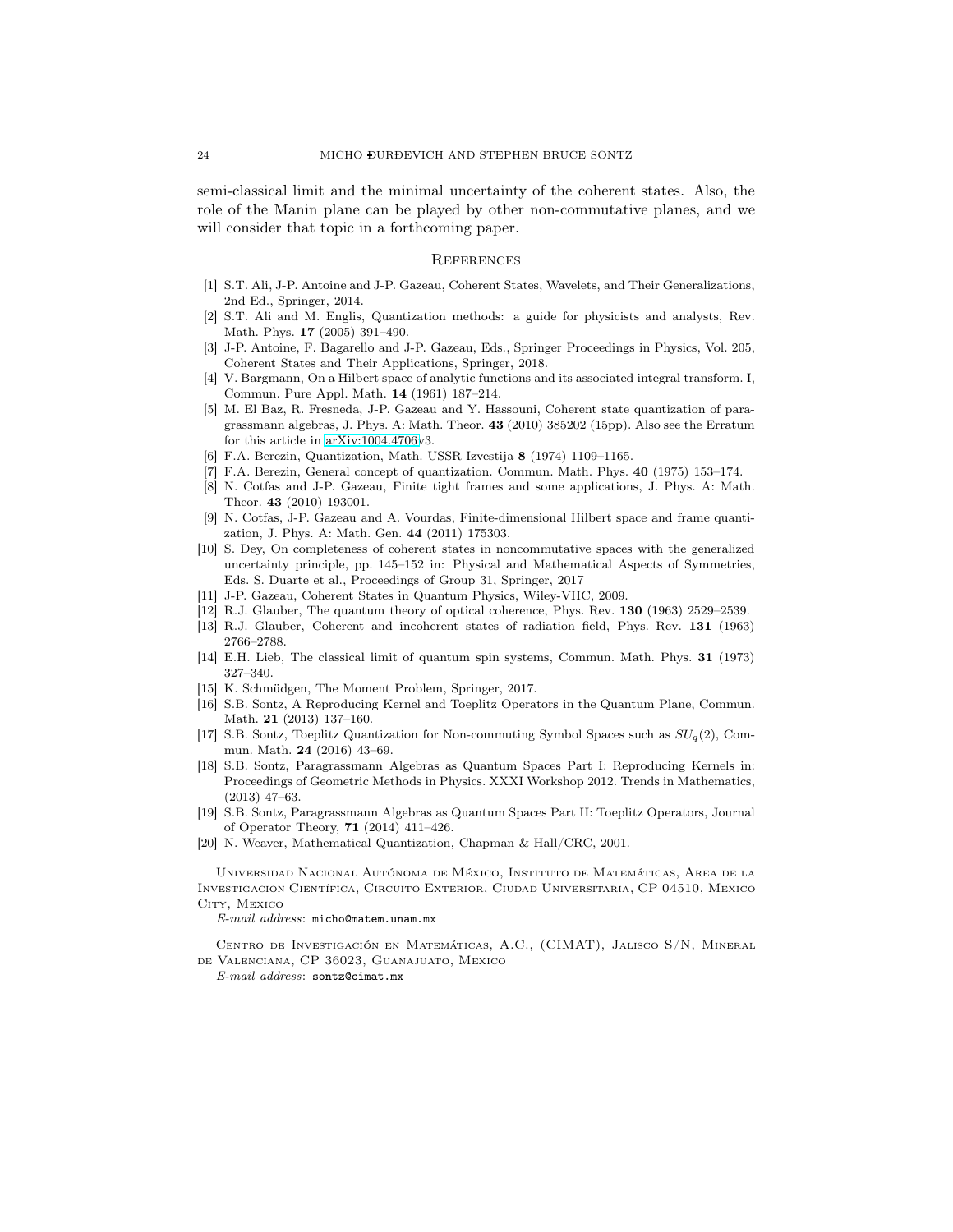semi-classical limit and the minimal uncertainty of the coherent states. Also, the role of the Manin plane can be played by other non-commutative planes, and we will consider that topic in a forthcoming paper.

## References

[1] S.T. Ali, J-P. Antoine and J-P. Gazeau, Coherent States, Wavelets, and Their Generalizations, 2nd Ed., Springer, 2014.

[2] S.T. Ali and M. Englis, Quantization methods: a guide for physicists and analysts, Rev. Math. Phys. **17** (2005) 391–490.

[3] J-P. Antoine, F. Bagarello and J-P. Gazeau, Eds., Springer Proceedings in Physics, Vol. 205, Coherent States and Their Applications, Springer, 2018.

[4] V. Bargmann, On a Hilbert space of analytic functions and its associated integral transform. I, Commun. Pure Appl. Math. **14** (1961) 187–214.

[5] M. El Baz, R. Fresneda, J-P. Gazeau and Y. Hassouni, Coherent state quantization of paragrassmann algebras, J. Phys. A: Math. Theor. **43** (2010) 385202 (15pp). Also see the Erratum for this article in arXiv:1004.4706v3.

[6] F.A. Berezin, Quantization, Math. USSR Izvestija **8** (1974) 1109–1165.

[7] F.A. Berezin, General concept of quantization. Commun. Math. Phys. **40** (1975) 153–174.

[8] N. Cotfas and J-P. Gazeau, Finite tight frames and some applications, J. Phys. A: Math. Theor. **43** (2010) 193001.

[9] N. Cotfas, J-P. Gazeau and A. Vourdas, Finite-dimensional Hilbert space and frame quantization, J. Phys. A: Math. Gen. **44** (2011) 175303.

[10] S. Dey, On completeness of coherent states in noncommutative spaces with the generalized uncertainty principle, pp. 145–152 in: Physical and Mathematical Aspects of Symmetries, Eds. S. Duarte et al., Proceedings of Group 31, Springer, 2017

[11] J-P. Gazeau, Coherent States in Quantum Physics, Wiley-VHC, 2009.

[12] R.J. Glauber, The quantum theory of optical coherence, Phys. Rev. **130** (1963) 2529–2539.

[13] R.J. Glauber, Coherent and incoherent states of radiation field, Phys. Rev. **131** (1963) 2766–2788.

[14] E.H. Lieb, The classical limit of quantum spin systems, Commun. Math. Phys. **31** (1973) 327–340.

[15] K. Schmüdgen, The Moment Problem, Springer, 2017.

[16] S.B. Sontz, A Reproducing Kernel and Toeplitz Operators in the Quantum Plane, Commun. Math. **21** (2013) 137–160.

[17] S.B. Sontz, Toeplitz Quantization for Non-commuting Symbol Spaces such as $SU_q(2)$, Commun. Math. **24** (2016) 43–69.

[18] S.B. Sontz, Paragrassmann Algebras as Quantum Spaces Part I: Reproducing Kernels in: Proceedings of Geometric Methods in Physics. XXXI Workshop 2012. Trends in Mathematics, (2013) 47–63.

[19] S.B. Sontz, Paragrassmann Algebras as Quantum Spaces Part II: Toeplitz Operators, Journal of Operator Theory, **71** (2014) 411–426.

[20] N. Weaver, Mathematical Quantization, Chapman & Hall/CRC, 2001.

Universidad Nacional Autónoma de México, Instituto de Matemáticas, Area de la Investigacion Científica, Circuito Exterior, Ciudad Universitaria, CP 04510, Mexico City, Mexico

*E-mail address*: micho@matem.unam.mx

Centro de Investigación en Matemáticas, A.C., (CIMAT), Jalisco S/N, Mineral de Valenciana, CP 36023, Guanajuato, Mexico

*E-mail address*: sontz@cimat.mx